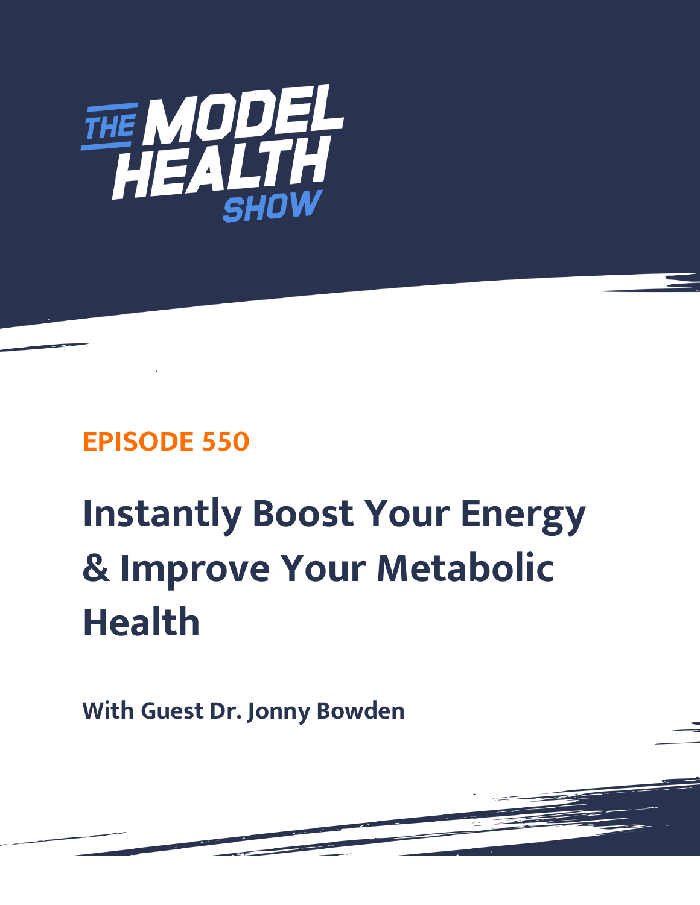# THE MODEL HEALTH SHOW

## EPISODE 550

# Instantly Boost Your Energy & Improve Your Metabolic Health

**With Guest Dr. Jonny Bowden**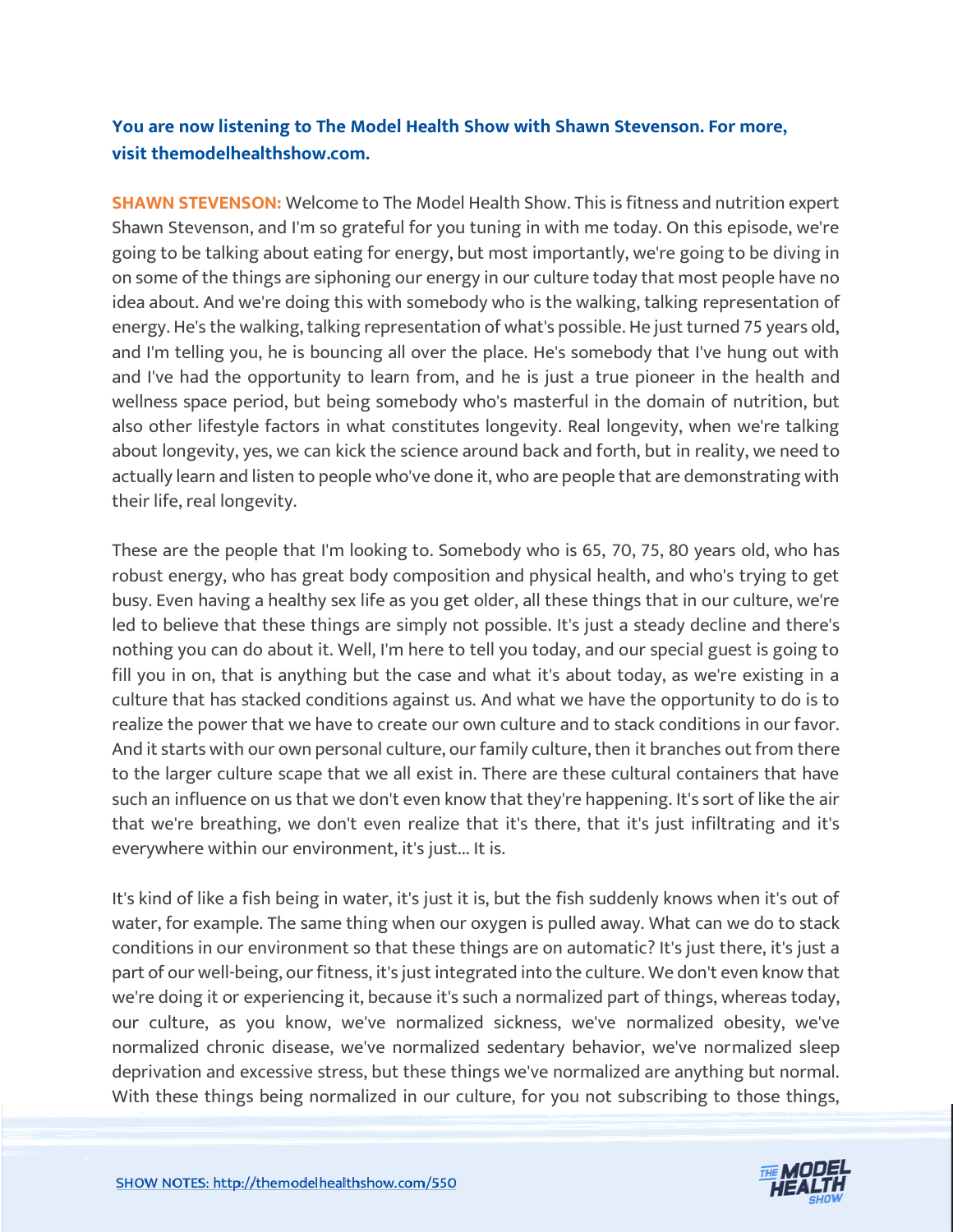**You are now listening to The Model Health Show with Shawn Stevenson. For more, visit themodelhealthshow.com.**

**SHAWN STEVENSON:** Welcome to The Model Health Show. This is fitness and nutrition expert Shawn Stevenson, and I'm so grateful for you tuning in with me today. On this episode, we're going to be talking about eating for energy, but most importantly, we're going to be diving in on some of the things are siphoning our energy in our culture today that most people have no idea about. And we're doing this with somebody who is the walking, talking representation of energy. He's the walking, talking representation of what's possible. He just turned 75 years old, and I'm telling you, he is bouncing all over the place. He's somebody that I've hung out with and I've had the opportunity to learn from, and he is just a true pioneer in the health and wellness space period, but being somebody who's masterful in the domain of nutrition, but also other lifestyle factors in what constitutes longevity. Real longevity, when we're talking about longevity, yes, we can kick the science around back and forth, but in reality, we need to actually learn and listen to people who've done it, who are people that are demonstrating with their life, real longevity.

These are the people that I'm looking to. Somebody who is 65, 70, 75, 80 years old, who has robust energy, who has great body composition and physical health, and who's trying to get busy. Even having a healthy sex life as you get older, all these things that in our culture, we're led to believe that these things are simply not possible. It's just a steady decline and there's nothing you can do about it. Well, I'm here to tell you today, and our special guest is going to fill you in on, that is anything but the case and what it's about today, as we're existing in a culture that has stacked conditions against us. And what we have the opportunity to do is to realize the power that we have to create our own culture and to stack conditions in our favor. And it starts with our own personal culture, our family culture, then it branches out from there to the larger culture scape that we all exist in. There are these cultural containers that have such an influence on us that we don't even know that they're happening. It's sort of like the air that we're breathing, we don't even realize that it's there, that it's just infiltrating and it's everywhere within our environment, it's just... It is.

It's kind of like a fish being in water, it's just it is, but the fish suddenly knows when it's out of water, for example. The same thing when our oxygen is pulled away. What can we do to stack conditions in our environment so that these things are on automatic? It's just there, it's just a part of our well-being, our fitness, it's just integrated into the culture. We don't even know that we're doing it or experiencing it, because it's such a normalized part of things, whereas today, our culture, as you know, we've normalized sickness, we've normalized obesity, we've normalized chronic disease, we've normalized sedentary behavior, we've normalized sleep deprivation and excessive stress, but these things we've normalized are anything but normal. With these things being normalized in our culture, for you not subscribing to those things,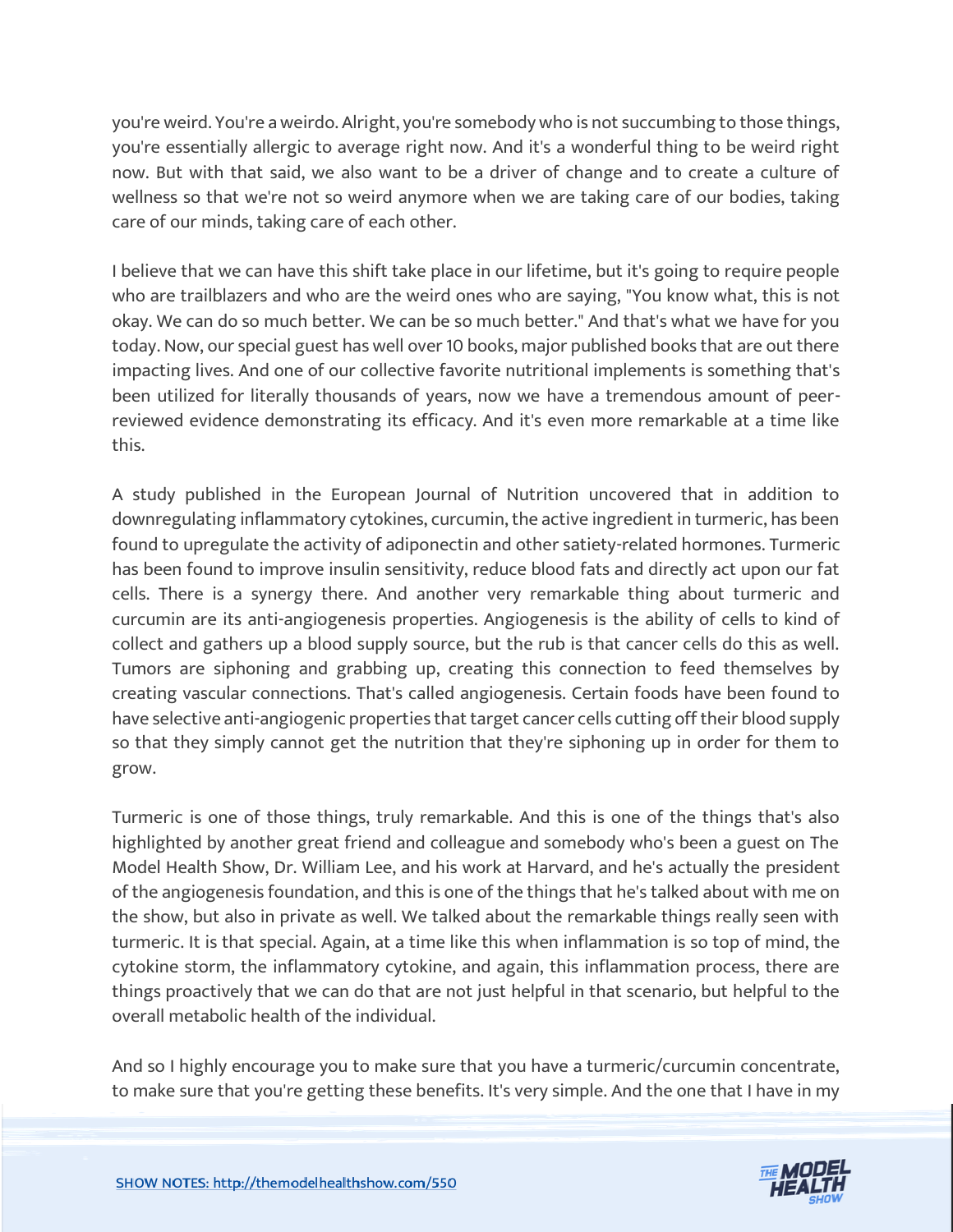you're weird. You're a weirdo. Alright, you're somebody who is not succumbing to those things, you're essentially allergic to average right now. And it's a wonderful thing to be weird right now. But with that said, we also want to be a driver of change and to create a culture of wellness so that we're not so weird anymore when we are taking care of our bodies, taking care of our minds, taking care of each other.

I believe that we can have this shift take place in our lifetime, but it's going to require people who are trailblazers and who are the weird ones who are saying, "You know what, this is not okay. We can do so much better. We can be so much better." And that's what we have for you today. Now, our special guest has well over 10 books, major published books that are out there impacting lives. And one of our collective favorite nutritional implements is something that's been utilized for literally thousands of years, now we have a tremendous amount of peer-reviewed evidence demonstrating its efficacy. And it's even more remarkable at a time like this.

A study published in the European Journal of Nutrition uncovered that in addition to downregulating inflammatory cytokines, curcumin, the active ingredient in turmeric, has been found to upregulate the activity of adiponectin and other satiety-related hormones. Turmeric has been found to improve insulin sensitivity, reduce blood fats and directly act upon our fat cells. There is a synergy there. And another very remarkable thing about turmeric and curcumin are its anti-angiogenesis properties. Angiogenesis is the ability of cells to kind of collect and gathers up a blood supply source, but the rub is that cancer cells do this as well. Tumors are siphoning and grabbing up, creating this connection to feed themselves by creating vascular connections. That's called angiogenesis. Certain foods have been found to have selective anti-angiogenic properties that target cancer cells cutting off their blood supply so that they simply cannot get the nutrition that they're siphoning up in order for them to grow.

Turmeric is one of those things, truly remarkable. And this is one of the things that's also highlighted by another great friend and colleague and somebody who's been a guest on The Model Health Show, Dr. William Lee, and his work at Harvard, and he's actually the president of the angiogenesis foundation, and this is one of the things that he's talked about with me on the show, but also in private as well. We talked about the remarkable things really seen with turmeric. It is that special. Again, at a time like this when inflammation is so top of mind, the cytokine storm, the inflammatory cytokine, and again, this inflammation process, there are things proactively that we can do that are not just helpful in that scenario, but helpful to the overall metabolic health of the individual.

And so I highly encourage you to make sure that you have a turmeric/curcumin concentrate, to make sure that you're getting these benefits. It's very simple. And the one that I have in my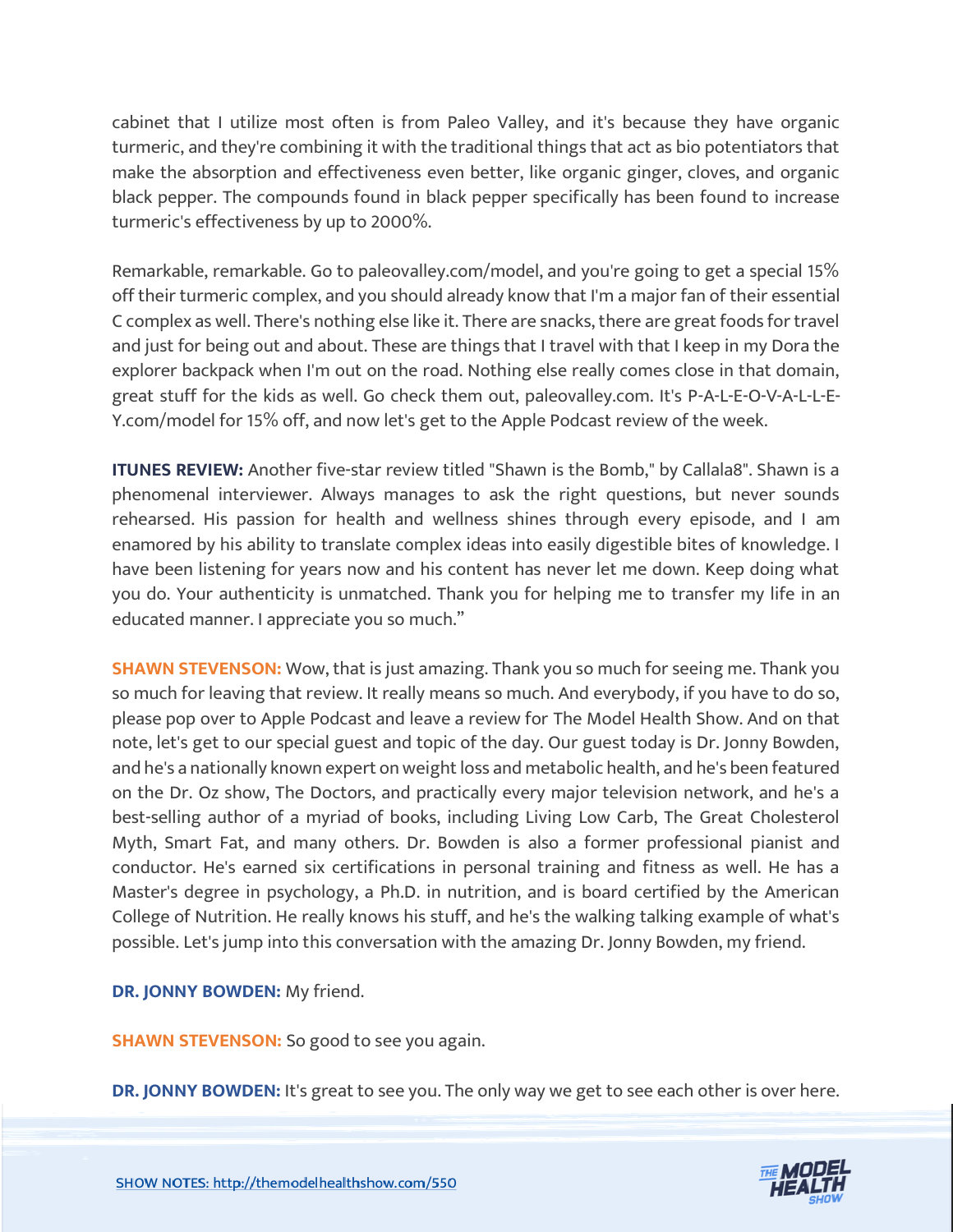cabinet that I utilize most often is from Paleo Valley, and it's because they have organic turmeric, and they're combining it with the traditional things that act as bio potentiators that make the absorption and effectiveness even better, like organic ginger, cloves, and organic black pepper. The compounds found in black pepper specifically has been found to increase turmeric's effectiveness by up to 2000%.

Remarkable, remarkable. Go to paleovalley.com/model, and you're going to get a special 15% off their turmeric complex, and you should already know that I'm a major fan of their essential C complex as well. There's nothing else like it. There are snacks, there are great foods for travel and just for being out and about. These are things that I travel with that I keep in my Dora the explorer backpack when I'm out on the road. Nothing else really comes close in that domain, great stuff for the kids as well. Go check them out, paleovalley.com. It's P-A-L-E-O-V-A-L-L-E-Y.com/model for 15% off, and now let's get to the Apple Podcast review of the week.

**ITUNES REVIEW:** Another five-star review titled "Shawn is the Bomb," by Callala8". Shawn is a phenomenal interviewer. Always manages to ask the right questions, but never sounds rehearsed. His passion for health and wellness shines through every episode, and I am enamored by his ability to translate complex ideas into easily digestible bites of knowledge. I have been listening for years now and his content has never let me down. Keep doing what you do. Your authenticity is unmatched. Thank you for helping me to transfer my life in an educated manner. I appreciate you so much."

**SHAWN STEVENSON:** Wow, that is just amazing. Thank you so much for seeing me. Thank you so much for leaving that review. It really means so much. And everybody, if you have to do so, please pop over to Apple Podcast and leave a review for The Model Health Show. And on that note, let's get to our special guest and topic of the day. Our guest today is Dr. Jonny Bowden, and he's a nationally known expert on weight loss and metabolic health, and he's been featured on the Dr. Oz show, The Doctors, and practically every major television network, and he's a best-selling author of a myriad of books, including Living Low Carb, The Great Cholesterol Myth, Smart Fat, and many others. Dr. Bowden is also a former professional pianist and conductor. He's earned six certifications in personal training and fitness as well. He has a Master's degree in psychology, a Ph.D. in nutrition, and is board certified by the American College of Nutrition. He really knows his stuff, and he's the walking talking example of what's possible. Let's jump into this conversation with the amazing Dr. Jonny Bowden, my friend.

**DR. JONNY BOWDEN:** My friend.

**SHAWN STEVENSON:** So good to see you again.

**DR. JONNY BOWDEN:** It's great to see you. The only way we get to see each other is over here.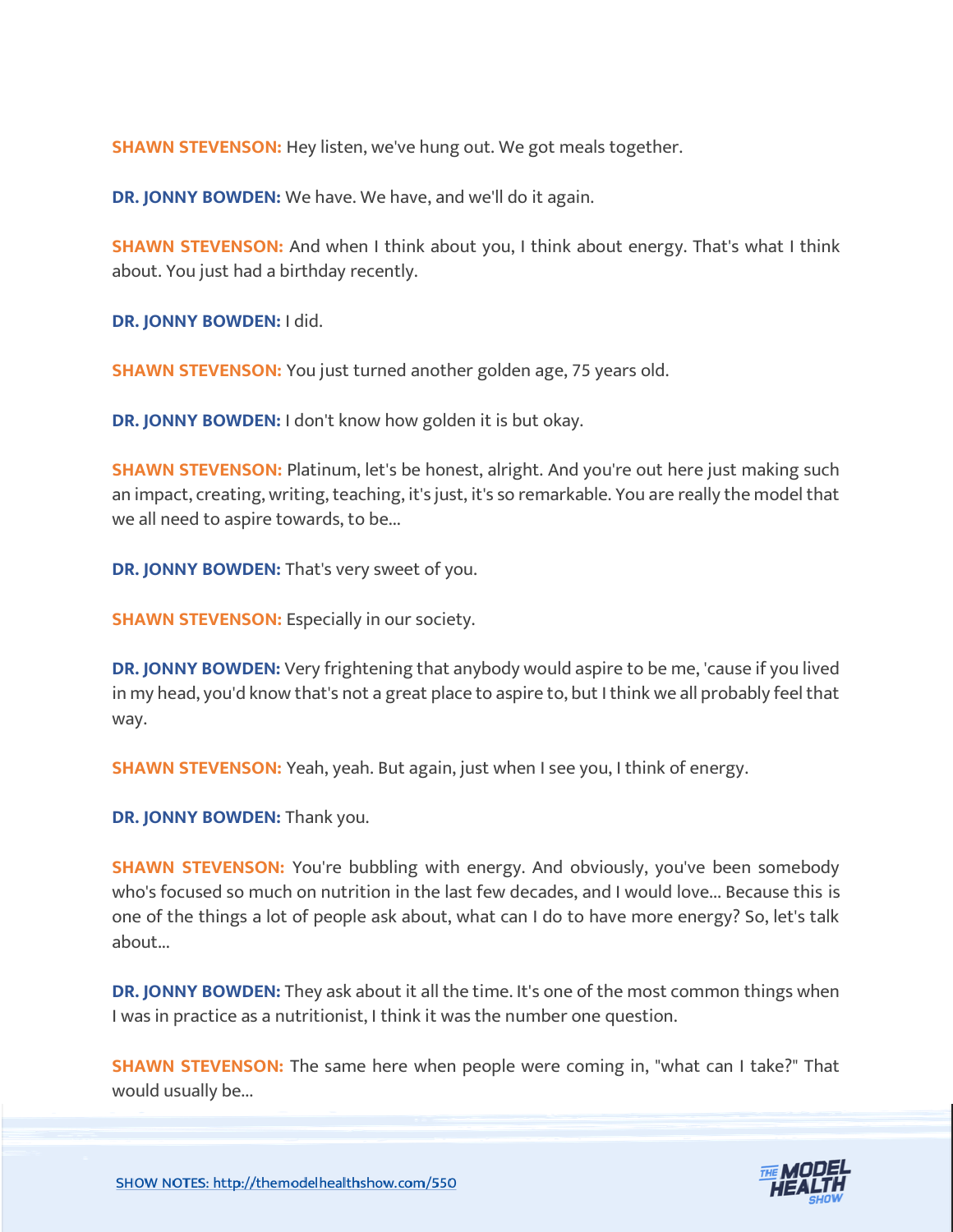**SHAWN STEVENSON:** Hey listen, we've hung out. We got meals together.

**DR. JONNY BOWDEN:** We have. We have, and we'll do it again.

**SHAWN STEVENSON:** And when I think about you, I think about energy. That's what I think about. You just had a birthday recently.

**DR. JONNY BOWDEN:** I did.

**SHAWN STEVENSON:** You just turned another golden age, 75 years old.

**DR. JONNY BOWDEN:** I don't know how golden it is but okay.

**SHAWN STEVENSON:** Platinum, let's be honest, alright. And you're out here just making such an impact, creating, writing, teaching, it's just, it's so remarkable. You are really the model that we all need to aspire towards, to be...

**DR. JONNY BOWDEN:** That's very sweet of you.

**SHAWN STEVENSON:** Especially in our society.

**DR. JONNY BOWDEN:** Very frightening that anybody would aspire to be me, 'cause if you lived in my head, you'd know that's not a great place to aspire to, but I think we all probably feel that way.

**SHAWN STEVENSON:** Yeah, yeah. But again, just when I see you, I think of energy.

**DR. JONNY BOWDEN:** Thank you.

**SHAWN STEVENSON:** You're bubbling with energy. And obviously, you've been somebody who's focused so much on nutrition in the last few decades, and I would love... Because this is one of the things a lot of people ask about, what can I do to have more energy? So, let's talk about...

**DR. JONNY BOWDEN:** They ask about it all the time. It's one of the most common things when I was in practice as a nutritionist, I think it was the number one question.

**SHAWN STEVENSON:** The same here when people were coming in, "what can I take?" That would usually be...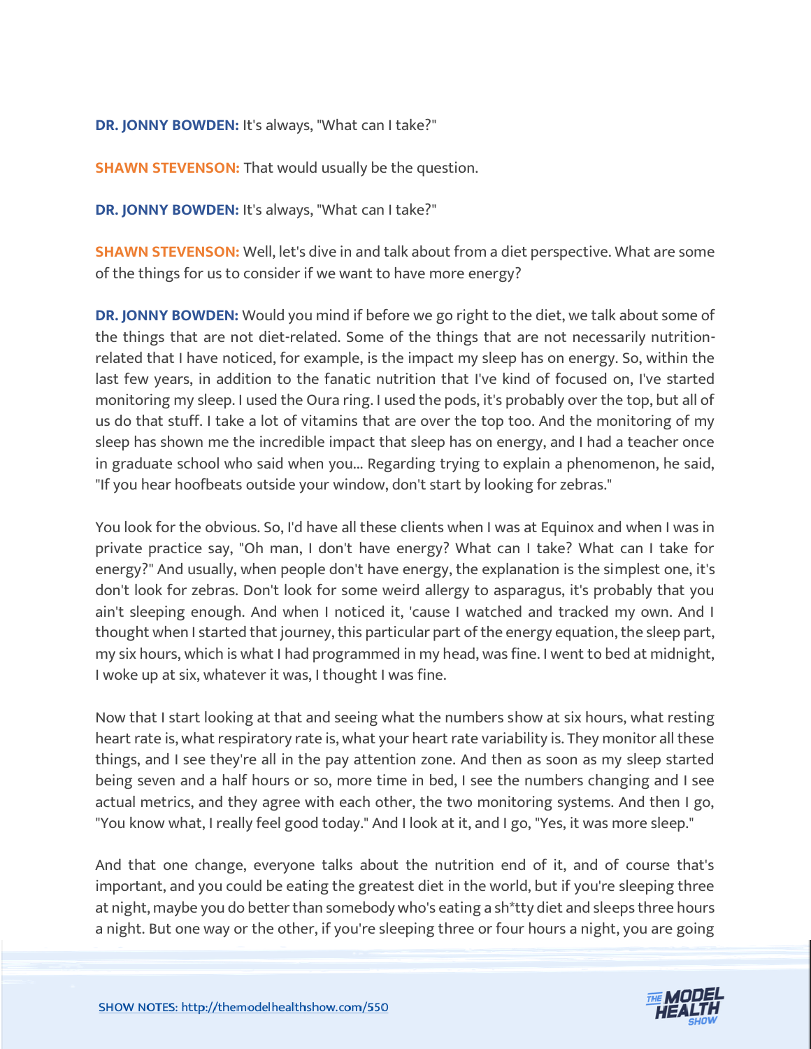**DR. JONNY BOWDEN:** It's always, "What can I take?"

**SHAWN STEVENSON:** That would usually be the question.

**DR. JONNY BOWDEN:** It's always, "What can I take?"

**SHAWN STEVENSON:** Well, let's dive in and talk about from a diet perspective. What are some of the things for us to consider if we want to have more energy?

**DR. JONNY BOWDEN:** Would you mind if before we go right to the diet, we talk about some of the things that are not diet-related. Some of the things that are not necessarily nutrition-related that I have noticed, for example, is the impact my sleep has on energy. So, within the last few years, in addition to the fanatic nutrition that I've kind of focused on, I've started monitoring my sleep. I used the Oura ring. I used the pods, it's probably over the top, but all of us do that stuff. I take a lot of vitamins that are over the top too. And the monitoring of my sleep has shown me the incredible impact that sleep has on energy, and I had a teacher once in graduate school who said when you... Regarding trying to explain a phenomenon, he said, "If you hear hoofbeats outside your window, don't start by looking for zebras."

You look for the obvious. So, I'd have all these clients when I was at Equinox and when I was in private practice say, "Oh man, I don't have energy? What can I take? What can I take for energy?" And usually, when people don't have energy, the explanation is the simplest one, it's don't look for zebras. Don't look for some weird allergy to asparagus, it's probably that you ain't sleeping enough. And when I noticed it, 'cause I watched and tracked my own. And I thought when I started that journey, this particular part of the energy equation, the sleep part, my six hours, which is what I had programmed in my head, was fine. I went to bed at midnight, I woke up at six, whatever it was, I thought I was fine.

Now that I start looking at that and seeing what the numbers show at six hours, what resting heart rate is, what respiratory rate is, what your heart rate variability is. They monitor all these things, and I see they're all in the pay attention zone. And then as soon as my sleep started being seven and a half hours or so, more time in bed, I see the numbers changing and I see actual metrics, and they agree with each other, the two monitoring systems. And then I go, "You know what, I really feel good today." And I look at it, and I go, "Yes, it was more sleep."

And that one change, everyone talks about the nutrition end of it, and of course that's important, and you could be eating the greatest diet in the world, but if you're sleeping three at night, maybe you do better than somebody who's eating a sh*tty diet and sleeps three hours a night. But one way or the other, if you're sleeping three or four hours a night, you are going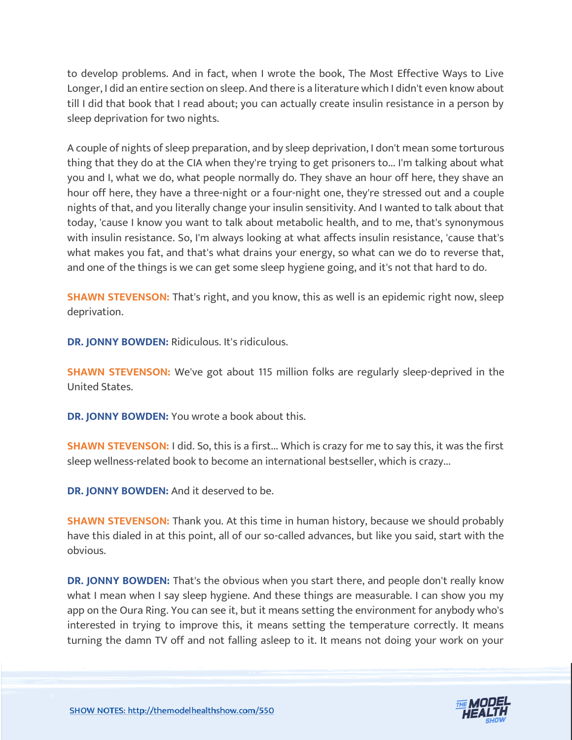to develop problems. And in fact, when I wrote the book, The Most Effective Ways to Live Longer, I did an entire section on sleep. And there is a literature which I didn't even know about till I did that book that I read about; you can actually create insulin resistance in a person by sleep deprivation for two nights.

A couple of nights of sleep preparation, and by sleep deprivation, I don't mean some torturous thing that they do at the CIA when they're trying to get prisoners to... I'm talking about what you and I, what we do, what people normally do. They shave an hour off here, they shave an hour off here, they have a three-night or a four-night one, they're stressed out and a couple nights of that, and you literally change your insulin sensitivity. And I wanted to talk about that today, 'cause I know you want to talk about metabolic health, and to me, that's synonymous with insulin resistance. So, I'm always looking at what affects insulin resistance, 'cause that's what makes you fat, and that's what drains your energy, so what can we do to reverse that, and one of the things is we can get some sleep hygiene going, and it's not that hard to do.

**SHAWN STEVENSON:** That's right, and you know, this as well is an epidemic right now, sleep deprivation.

**DR. JONNY BOWDEN:** Ridiculous. It's ridiculous.

**SHAWN STEVENSON:** We've got about 115 million folks are regularly sleep-deprived in the United States.

**DR. JONNY BOWDEN:** You wrote a book about this.

**SHAWN STEVENSON:** I did. So, this is a first... Which is crazy for me to say this, it was the first sleep wellness-related book to become an international bestseller, which is crazy...

**DR. JONNY BOWDEN:** And it deserved to be.

**SHAWN STEVENSON:** Thank you. At this time in human history, because we should probably have this dialed in at this point, all of our so-called advances, but like you said, start with the obvious.

**DR. JONNY BOWDEN:** That's the obvious when you start there, and people don't really know what I mean when I say sleep hygiene. And these things are measurable. I can show you my app on the Oura Ring. You can see it, but it means setting the environment for anybody who's interested in trying to improve this, it means setting the temperature correctly. It means turning the damn TV off and not falling asleep to it. It means not doing your work on your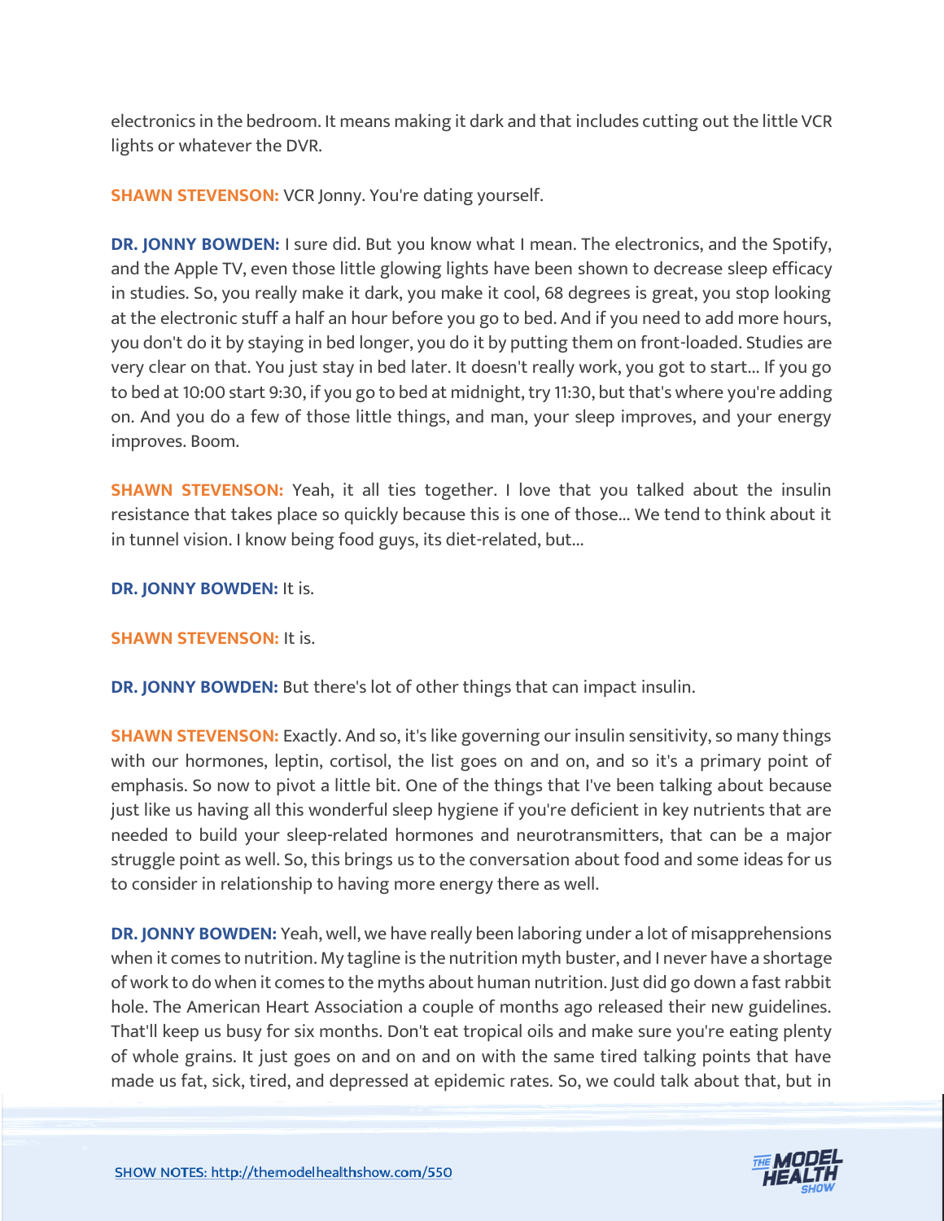electronics in the bedroom. It means making it dark and that includes cutting out the little VCR lights or whatever the DVR.

**SHAWN STEVENSON:** VCR Jonny. You're dating yourself.

**DR. JONNY BOWDEN:** I sure did. But you know what I mean. The electronics, and the Spotify, and the Apple TV, even those little glowing lights have been shown to decrease sleep efficacy in studies. So, you really make it dark, you make it cool, 68 degrees is great, you stop looking at the electronic stuff a half an hour before you go to bed. And if you need to add more hours, you don't do it by staying in bed longer, you do it by putting them on front-loaded. Studies are very clear on that. You just stay in bed later. It doesn't really work, you got to start... If you go to bed at 10:00 start 9:30, if you go to bed at midnight, try 11:30, but that's where you're adding on. And you do a few of those little things, and man, your sleep improves, and your energy improves. Boom.

**SHAWN STEVENSON:** Yeah, it all ties together. I love that you talked about the insulin resistance that takes place so quickly because this is one of those... We tend to think about it in tunnel vision. I know being food guys, its diet-related, but...

**DR. JONNY BOWDEN:** It is.

**SHAWN STEVENSON:** It is.

**DR. JONNY BOWDEN:** But there's lot of other things that can impact insulin.

**SHAWN STEVENSON:** Exactly. And so, it's like governing our insulin sensitivity, so many things with our hormones, leptin, cortisol, the list goes on and on, and so it's a primary point of emphasis. So now to pivot a little bit. One of the things that I've been talking about because just like us having all this wonderful sleep hygiene if you're deficient in key nutrients that are needed to build your sleep-related hormones and neurotransmitters, that can be a major struggle point as well. So, this brings us to the conversation about food and some ideas for us to consider in relationship to having more energy there as well.

**DR. JONNY BOWDEN:** Yeah, well, we have really been laboring under a lot of misapprehensions when it comes to nutrition. My tagline is the nutrition myth buster, and I never have a shortage of work to do when it comes to the myths about human nutrition. Just did go down a fast rabbit hole. The American Heart Association a couple of months ago released their new guidelines. That'll keep us busy for six months. Don't eat tropical oils and make sure you're eating plenty of whole grains. It just goes on and on and on with the same tired talking points that have made us fat, sick, tired, and depressed at epidemic rates. So, we could talk about that, but in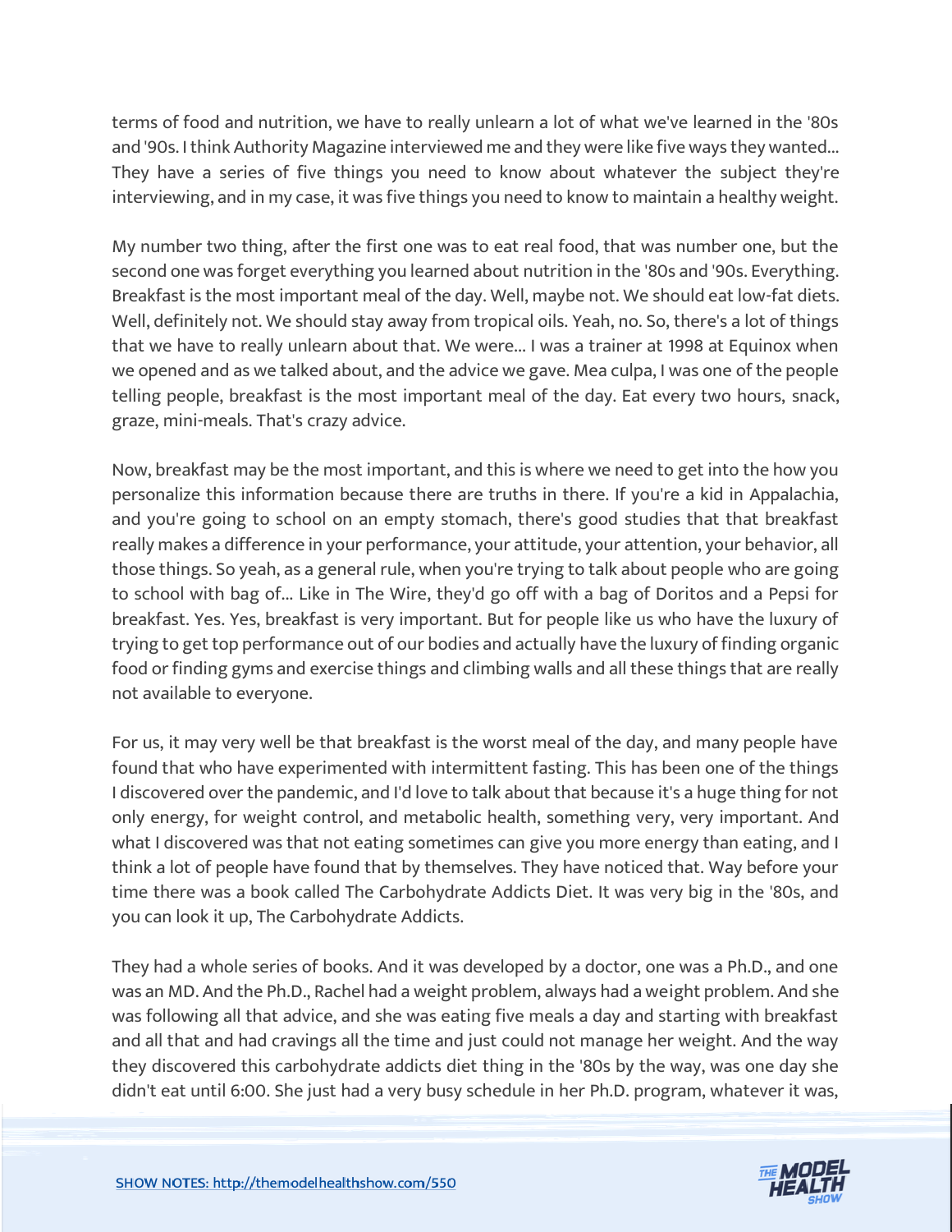terms of food and nutrition, we have to really unlearn a lot of what we've learned in the '80s and '90s. I think Authority Magazine interviewed me and they were like five ways they wanted... They have a series of five things you need to know about whatever the subject they're interviewing, and in my case, it was five things you need to know to maintain a healthy weight.

My number two thing, after the first one was to eat real food, that was number one, but the second one was forget everything you learned about nutrition in the '80s and '90s. Everything. Breakfast is the most important meal of the day. Well, maybe not. We should eat low-fat diets. Well, definitely not. We should stay away from tropical oils. Yeah, no. So, there's a lot of things that we have to really unlearn about that. We were... I was a trainer at 1998 at Equinox when we opened and as we talked about, and the advice we gave. Mea culpa, I was one of the people telling people, breakfast is the most important meal of the day. Eat every two hours, snack, graze, mini-meals. That's crazy advice.

Now, breakfast may be the most important, and this is where we need to get into the how you personalize this information because there are truths in there. If you're a kid in Appalachia, and you're going to school on an empty stomach, there's good studies that that breakfast really makes a difference in your performance, your attitude, your attention, your behavior, all those things. So yeah, as a general rule, when you're trying to talk about people who are going to school with bag of... Like in The Wire, they'd go off with a bag of Doritos and a Pepsi for breakfast. Yes. Yes, breakfast is very important. But for people like us who have the luxury of trying to get top performance out of our bodies and actually have the luxury of finding organic food or finding gyms and exercise things and climbing walls and all these things that are really not available to everyone.

For us, it may very well be that breakfast is the worst meal of the day, and many people have found that who have experimented with intermittent fasting. This has been one of the things I discovered over the pandemic, and I'd love to talk about that because it's a huge thing for not only energy, for weight control, and metabolic health, something very, very important. And what I discovered was that not eating sometimes can give you more energy than eating, and I think a lot of people have found that by themselves. They have noticed that. Way before your time there was a book called The Carbohydrate Addicts Diet. It was very big in the '80s, and you can look it up, The Carbohydrate Addicts.

They had a whole series of books. And it was developed by a doctor, one was a Ph.D., and one was an MD. And the Ph.D., Rachel had a weight problem, always had a weight problem. And she was following all that advice, and she was eating five meals a day and starting with breakfast and all that and had cravings all the time and just could not manage her weight. And the way they discovered this carbohydrate addicts diet thing in the '80s by the way, was one day she didn't eat until 6:00. She just had a very busy schedule in her Ph.D. program, whatever it was,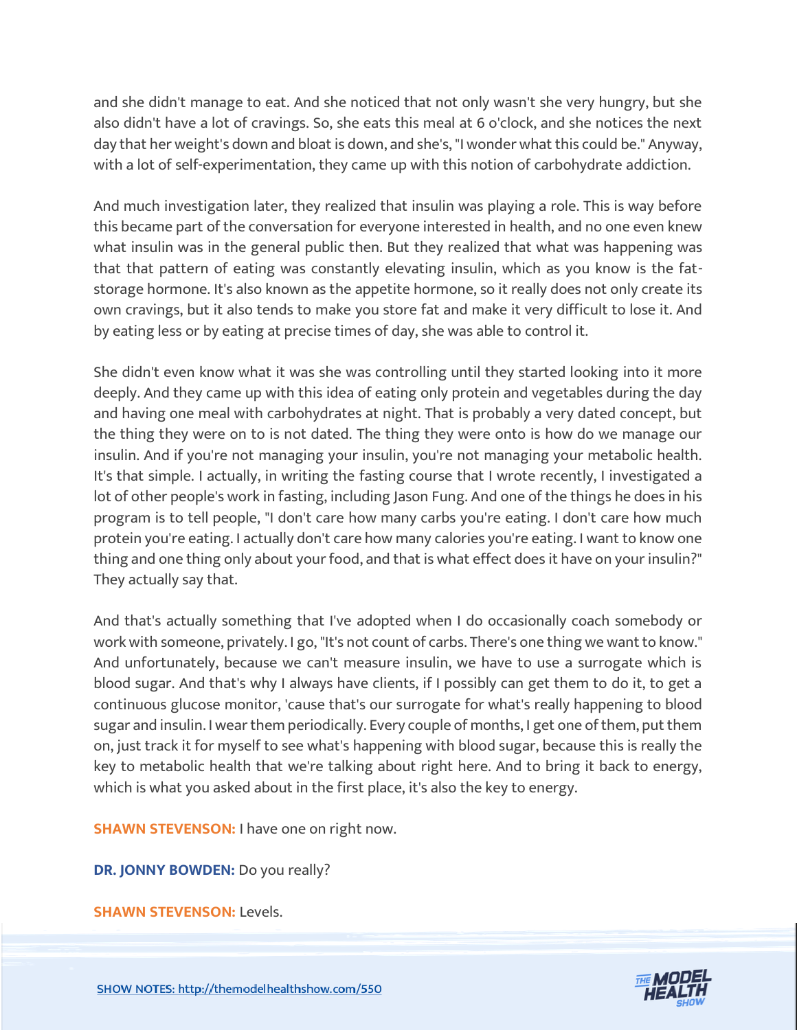and she didn't manage to eat. And she noticed that not only wasn't she very hungry, but she also didn't have a lot of cravings. So, she eats this meal at 6 o'clock, and she notices the next day that her weight's down and bloat is down, and she's, "I wonder what this could be." Anyway, with a lot of self-experimentation, they came up with this notion of carbohydrate addiction.

And much investigation later, they realized that insulin was playing a role. This is way before this became part of the conversation for everyone interested in health, and no one even knew what insulin was in the general public then. But they realized that what was happening was that that pattern of eating was constantly elevating insulin, which as you know is the fat-storage hormone. It's also known as the appetite hormone, so it really does not only create its own cravings, but it also tends to make you store fat and make it very difficult to lose it. And by eating less or by eating at precise times of day, she was able to control it.

She didn't even know what it was she was controlling until they started looking into it more deeply. And they came up with this idea of eating only protein and vegetables during the day and having one meal with carbohydrates at night. That is probably a very dated concept, but the thing they were on to is not dated. The thing they were onto is how do we manage our insulin. And if you're not managing your insulin, you're not managing your metabolic health. It's that simple. I actually, in writing the fasting course that I wrote recently, I investigated a lot of other people's work in fasting, including Jason Fung. And one of the things he does in his program is to tell people, "I don't care how many carbs you're eating. I don't care how much protein you're eating. I actually don't care how many calories you're eating. I want to know one thing and one thing only about your food, and that is what effect does it have on your insulin?" They actually say that.

And that's actually something that I've adopted when I do occasionally coach somebody or work with someone, privately. I go, "It's not count of carbs. There's one thing we want to know." And unfortunately, because we can't measure insulin, we have to use a surrogate which is blood sugar. And that's why I always have clients, if I possibly can get them to do it, to get a continuous glucose monitor, 'cause that's our surrogate for what's really happening to blood sugar and insulin. I wear them periodically. Every couple of months, I get one of them, put them on, just track it for myself to see what's happening with blood sugar, because this is really the key to metabolic health that we're talking about right here. And to bring it back to energy, which is what you asked about in the first place, it's also the key to energy.

**SHAWN STEVENSON:** I have one on right now.

**DR. JONNY BOWDEN:** Do you really?

**SHAWN STEVENSON:** Levels.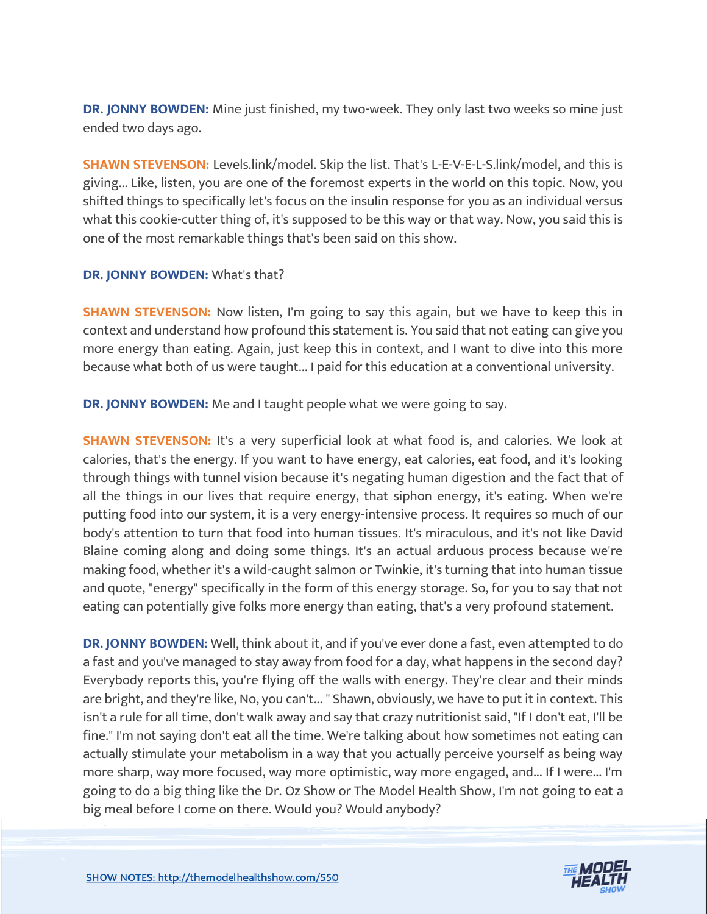**DR. JONNY BOWDEN:** Mine just finished, my two-week. They only last two weeks so mine just ended two days ago.

**SHAWN STEVENSON:** Levels.link/model. Skip the list. That's L-E-V-E-L-S.link/model, and this is giving... Like, listen, you are one of the foremost experts in the world on this topic. Now, you shifted things to specifically let's focus on the insulin response for you as an individual versus what this cookie-cutter thing of, it's supposed to be this way or that way. Now, you said this is one of the most remarkable things that's been said on this show.

**DR. JONNY BOWDEN:** What's that?

**SHAWN STEVENSON:** Now listen, I'm going to say this again, but we have to keep this in context and understand how profound this statement is. You said that not eating can give you more energy than eating. Again, just keep this in context, and I want to dive into this more because what both of us were taught... I paid for this education at a conventional university.

**DR. JONNY BOWDEN:** Me and I taught people what we were going to say.

**SHAWN STEVENSON:** It's a very superficial look at what food is, and calories. We look at calories, that's the energy. If you want to have energy, eat calories, eat food, and it's looking through things with tunnel vision because it's negating human digestion and the fact that of all the things in our lives that require energy, that siphon energy, it's eating. When we're putting food into our system, it is a very energy-intensive process. It requires so much of our body's attention to turn that food into human tissues. It's miraculous, and it's not like David Blaine coming along and doing some things. It's an actual arduous process because we're making food, whether it's a wild-caught salmon or Twinkie, it's turning that into human tissue and quote, "energy" specifically in the form of this energy storage. So, for you to say that not eating can potentially give folks more energy than eating, that's a very profound statement.

**DR. JONNY BOWDEN:** Well, think about it, and if you've ever done a fast, even attempted to do a fast and you've managed to stay away from food for a day, what happens in the second day? Everybody reports this, you're flying off the walls with energy. They're clear and their minds are bright, and they're like, No, you can't... " Shawn, obviously, we have to put it in context. This isn't a rule for all time, don't walk away and say that crazy nutritionist said, "If I don't eat, I'll be fine." I'm not saying don't eat all the time. We're talking about how sometimes not eating can actually stimulate your metabolism in a way that you actually perceive yourself as being way more sharp, way more focused, way more optimistic, way more engaged, and... If I were... I'm going to do a big thing like the Dr. Oz Show or The Model Health Show, I'm not going to eat a big meal before I come on there. Would you? Would anybody?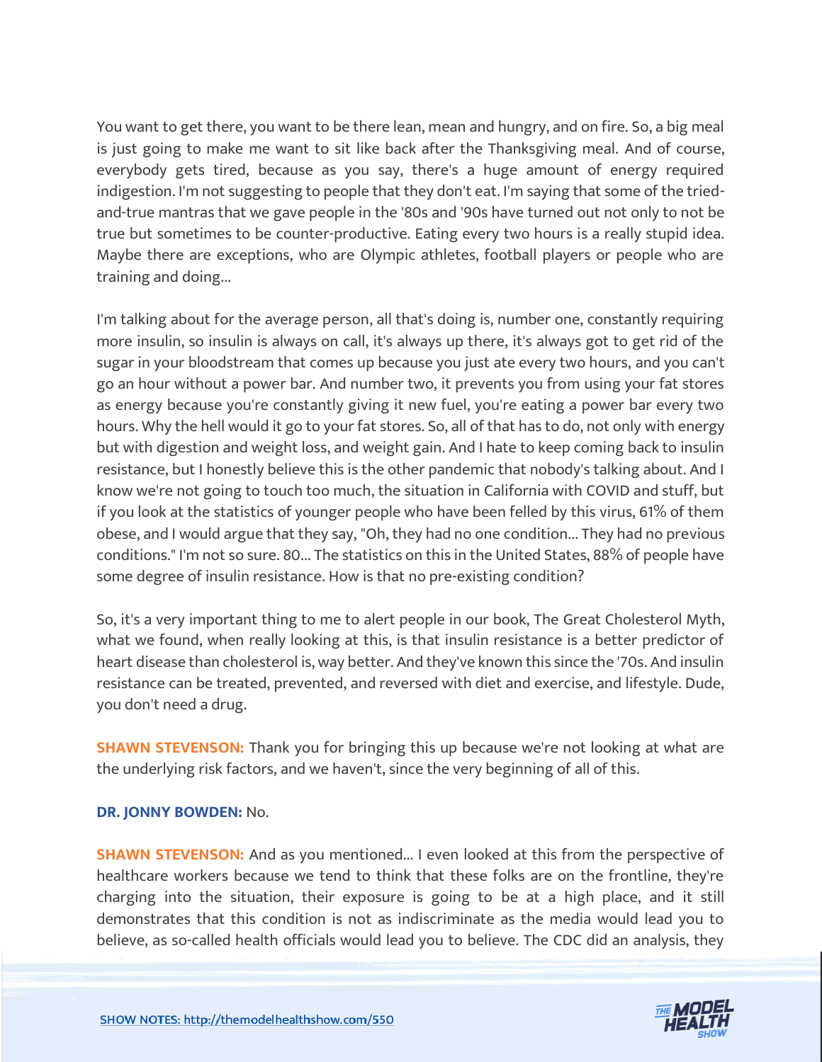You want to get there, you want to be there lean, mean and hungry, and on fire. So, a big meal is just going to make me want to sit like back after the Thanksgiving meal. And of course, everybody gets tired, because as you say, there's a huge amount of energy required indigestion. I'm not suggesting to people that they don't eat. I'm saying that some of the tried-and-true mantras that we gave people in the '80s and '90s have turned out not only to not be true but sometimes to be counter-productive. Eating every two hours is a really stupid idea. Maybe there are exceptions, who are Olympic athletes, football players or people who are training and doing...

I'm talking about for the average person, all that's doing is, number one, constantly requiring more insulin, so insulin is always on call, it's always up there, it's always got to get rid of the sugar in your bloodstream that comes up because you just ate every two hours, and you can't go an hour without a power bar. And number two, it prevents you from using your fat stores as energy because you're constantly giving it new fuel, you're eating a power bar every two hours. Why the hell would it go to your fat stores. So, all of that has to do, not only with energy but with digestion and weight loss, and weight gain. And I hate to keep coming back to insulin resistance, but I honestly believe this is the other pandemic that nobody's talking about. And I know we're not going to touch too much, the situation in California with COVID and stuff, but if you look at the statistics of younger people who have been felled by this virus, 61% of them obese, and I would argue that they say, "Oh, they had no one condition... They had no previous conditions." I'm not so sure. 80... The statistics on this in the United States, 88% of people have some degree of insulin resistance. How is that no pre-existing condition?

So, it's a very important thing to me to alert people in our book, The Great Cholesterol Myth, what we found, when really looking at this, is that insulin resistance is a better predictor of heart disease than cholesterol is, way better. And they've known this since the '70s. And insulin resistance can be treated, prevented, and reversed with diet and exercise, and lifestyle. Dude, you don't need a drug.

**SHAWN STEVENSON:** Thank you for bringing this up because we're not looking at what are the underlying risk factors, and we haven't, since the very beginning of all of this.

**DR. JONNY BOWDEN:** No.

**SHAWN STEVENSON:** And as you mentioned... I even looked at this from the perspective of healthcare workers because we tend to think that these folks are on the frontline, they're charging into the situation, their exposure is going to be at a high place, and it still demonstrates that this condition is not as indiscriminate as the media would lead you to believe, as so-called health officials would lead you to believe. The CDC did an analysis, they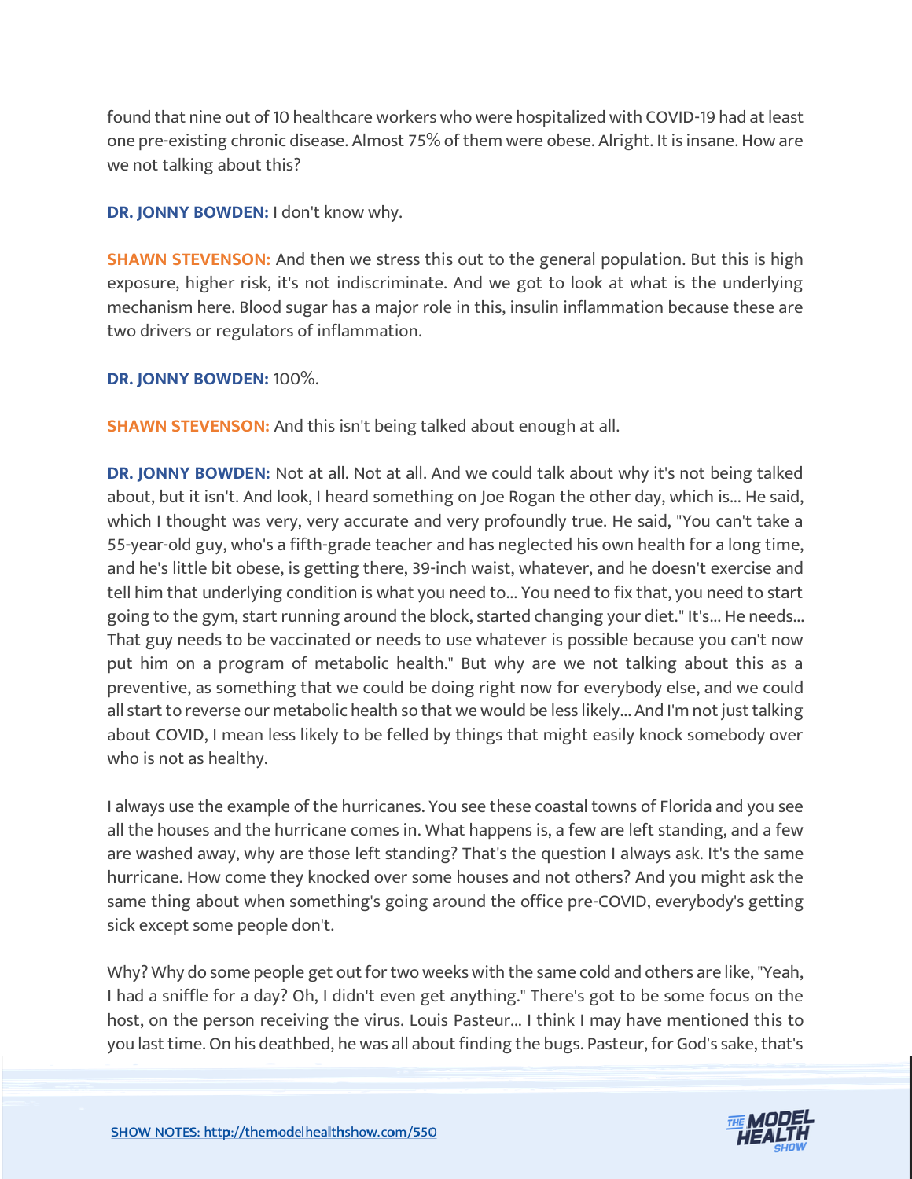found that nine out of 10 healthcare workers who were hospitalized with COVID-19 had at least one pre-existing chronic disease. Almost 75% of them were obese. Alright. It is insane. How are we not talking about this?

**DR. JONNY BOWDEN:** I don't know why.

**SHAWN STEVENSON:** And then we stress this out to the general population. But this is high exposure, higher risk, it's not indiscriminate. And we got to look at what is the underlying mechanism here. Blood sugar has a major role in this, insulin inflammation because these are two drivers or regulators of inflammation.

**DR. JONNY BOWDEN:** 100%.

**SHAWN STEVENSON:** And this isn't being talked about enough at all.

**DR. JONNY BOWDEN:** Not at all. Not at all. And we could talk about why it's not being talked about, but it isn't. And look, I heard something on Joe Rogan the other day, which is... He said, which I thought was very, very accurate and very profoundly true. He said, "You can't take a 55-year-old guy, who's a fifth-grade teacher and has neglected his own health for a long time, and he's little bit obese, is getting there, 39-inch waist, whatever, and he doesn't exercise and tell him that underlying condition is what you need to... You need to fix that, you need to start going to the gym, start running around the block, started changing your diet." It's... He needs... That guy needs to be vaccinated or needs to use whatever is possible because you can't now put him on a program of metabolic health." But why are we not talking about this as a preventive, as something that we could be doing right now for everybody else, and we could all start to reverse our metabolic health so that we would be less likely... And I'm not just talking about COVID, I mean less likely to be felled by things that might easily knock somebody over who is not as healthy.

I always use the example of the hurricanes. You see these coastal towns of Florida and you see all the houses and the hurricane comes in. What happens is, a few are left standing, and a few are washed away, why are those left standing? That's the question I always ask. It's the same hurricane. How come they knocked over some houses and not others? And you might ask the same thing about when something's going around the office pre-COVID, everybody's getting sick except some people don't.

Why? Why do some people get out for two weeks with the same cold and others are like, "Yeah, I had a sniffle for a day? Oh, I didn't even get anything." There's got to be some focus on the host, on the person receiving the virus. Louis Pasteur... I think I may have mentioned this to you last time. On his deathbed, he was all about finding the bugs. Pasteur, for God's sake, that's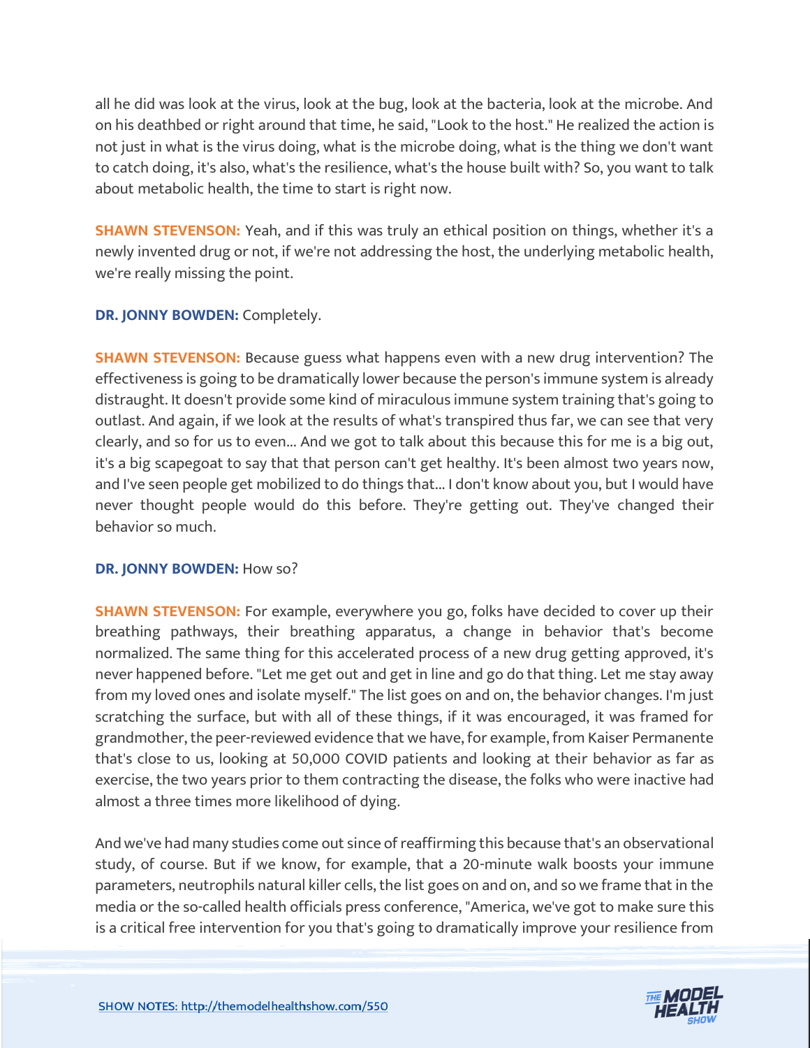all he did was look at the virus, look at the bug, look at the bacteria, look at the microbe. And on his deathbed or right around that time, he said, "Look to the host." He realized the action is not just in what is the virus doing, what is the microbe doing, what is the thing we don't want to catch doing, it's also, what's the resilience, what's the house built with? So, you want to talk about metabolic health, the time to start is right now.

**SHAWN STEVENSON:** Yeah, and if this was truly an ethical position on things, whether it's a newly invented drug or not, if we're not addressing the host, the underlying metabolic health, we're really missing the point.

**DR. JONNY BOWDEN:** Completely.

**SHAWN STEVENSON:** Because guess what happens even with a new drug intervention? The effectiveness is going to be dramatically lower because the person's immune system is already distraught. It doesn't provide some kind of miraculous immune system training that's going to outlast. And again, if we look at the results of what's transpired thus far, we can see that very clearly, and so for us to even... And we got to talk about this because this for me is a big out, it's a big scapegoat to say that that person can't get healthy. It's been almost two years now, and I've seen people get mobilized to do things that... I don't know about you, but I would have never thought people would do this before. They're getting out. They've changed their behavior so much.

**DR. JONNY BOWDEN:** How so?

**SHAWN STEVENSON:** For example, everywhere you go, folks have decided to cover up their breathing pathways, their breathing apparatus, a change in behavior that's become normalized. The same thing for this accelerated process of a new drug getting approved, it's never happened before. "Let me get out and get in line and go do that thing. Let me stay away from my loved ones and isolate myself." The list goes on and on, the behavior changes. I'm just scratching the surface, but with all of these things, if it was encouraged, it was framed for grandmother, the peer-reviewed evidence that we have, for example, from Kaiser Permanente that's close to us, looking at 50,000 COVID patients and looking at their behavior as far as exercise, the two years prior to them contracting the disease, the folks who were inactive had almost a three times more likelihood of dying.

And we've had many studies come out since of reaffirming this because that's an observational study, of course. But if we know, for example, that a 20-minute walk boosts your immune parameters, neutrophils natural killer cells, the list goes on and on, and so we frame that in the media or the so-called health officials press conference, "America, we've got to make sure this is a critical free intervention for you that's going to dramatically improve your resilience from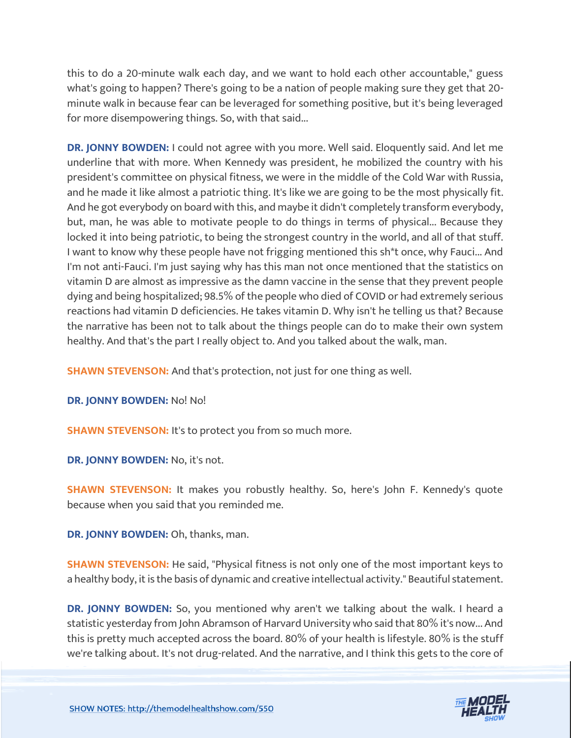this to do a 20-minute walk each day, and we want to hold each other accountable," guess what's going to happen? There's going to be a nation of people making sure they get that 20-minute walk in because fear can be leveraged for something positive, but it's being leveraged for more disempowering things. So, with that said...

**DR. JONNY BOWDEN:** I could not agree with you more. Well said. Eloquently said. And let me underline that with more. When Kennedy was president, he mobilized the country with his president's committee on physical fitness, we were in the middle of the Cold War with Russia, and he made it like almost a patriotic thing. It's like we are going to be the most physically fit. And he got everybody on board with this, and maybe it didn't completely transform everybody, but, man, he was able to motivate people to do things in terms of physical... Because they locked it into being patriotic, to being the strongest country in the world, and all of that stuff. I want to know why these people have not frigging mentioned this sh*t once, why Fauci... And I'm not anti-Fauci. I'm just saying why has this man not once mentioned that the statistics on vitamin D are almost as impressive as the damn vaccine in the sense that they prevent people dying and being hospitalized; 98.5% of the people who died of COVID or had extremely serious reactions had vitamin D deficiencies. He takes vitamin D. Why isn't he telling us that? Because the narrative has been not to talk about the things people can do to make their own system healthy. And that's the part I really object to. And you talked about the walk, man.

**SHAWN STEVENSON:** And that's protection, not just for one thing as well.

**DR. JONNY BOWDEN:** No! No!

**SHAWN STEVENSON:** It's to protect you from so much more.

**DR. JONNY BOWDEN:** No, it's not.

**SHAWN STEVENSON:** It makes you robustly healthy. So, here's John F. Kennedy's quote because when you said that you reminded me.

**DR. JONNY BOWDEN:** Oh, thanks, man.

**SHAWN STEVENSON:** He said, "Physical fitness is not only one of the most important keys to a healthy body, it is the basis of dynamic and creative intellectual activity." Beautiful statement.

**DR. JONNY BOWDEN:** So, you mentioned why aren't we talking about the walk. I heard a statistic yesterday from John Abramson of Harvard University who said that 80% it's now... And this is pretty much accepted across the board. 80% of your health is lifestyle. 80% is the stuff we're talking about. It's not drug-related. And the narrative, and I think this gets to the core of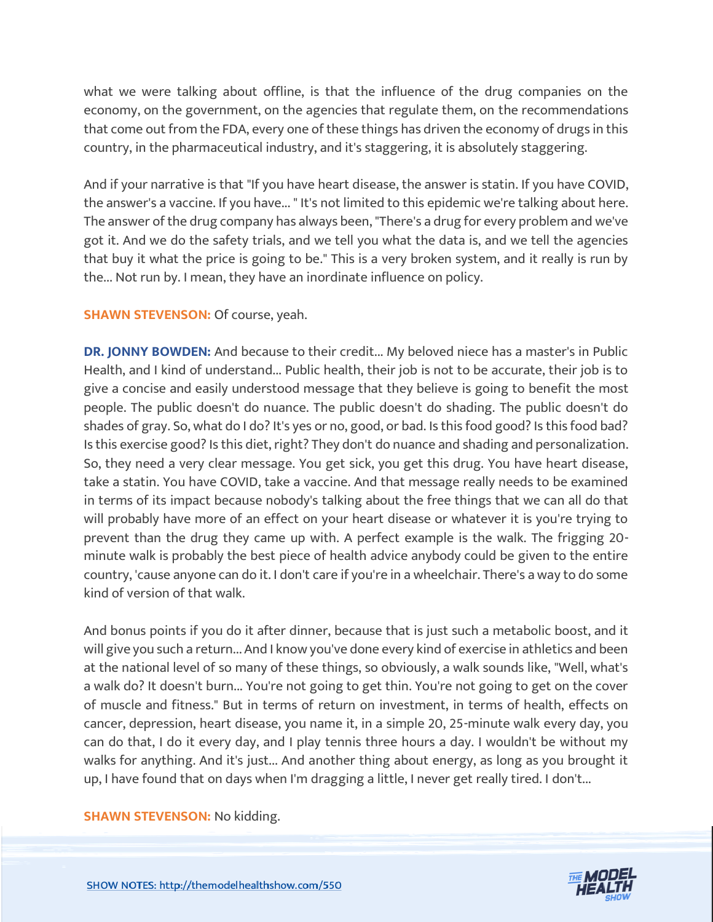what we were talking about offline, is that the influence of the drug companies on the economy, on the government, on the agencies that regulate them, on the recommendations that come out from the FDA, every one of these things has driven the economy of drugs in this country, in the pharmaceutical industry, and it's staggering, it is absolutely staggering.

And if your narrative is that "If you have heart disease, the answer is statin. If you have COVID, the answer's a vaccine. If you have... " It's not limited to this epidemic we're talking about here. The answer of the drug company has always been, "There's a drug for every problem and we've got it. And we do the safety trials, and we tell you what the data is, and we tell the agencies that buy it what the price is going to be." This is a very broken system, and it really is run by the... Not run by. I mean, they have an inordinate influence on policy.

**SHAWN STEVENSON:** Of course, yeah.

**DR. JONNY BOWDEN:** And because to their credit... My beloved niece has a master's in Public Health, and I kind of understand... Public health, their job is not to be accurate, their job is to give a concise and easily understood message that they believe is going to benefit the most people. The public doesn't do nuance. The public doesn't do shading. The public doesn't do shades of gray. So, what do I do? It's yes or no, good, or bad. Is this food good? Is this food bad? Is this exercise good? Is this diet, right? They don't do nuance and shading and personalization. So, they need a very clear message. You get sick, you get this drug. You have heart disease, take a statin. You have COVID, take a vaccine. And that message really needs to be examined in terms of its impact because nobody's talking about the free things that we can all do that will probably have more of an effect on your heart disease or whatever it is you're trying to prevent than the drug they came up with. A perfect example is the walk. The frigging 20-minute walk is probably the best piece of health advice anybody could be given to the entire country, 'cause anyone can do it. I don't care if you're in a wheelchair. There's a way to do some kind of version of that walk.

And bonus points if you do it after dinner, because that is just such a metabolic boost, and it will give you such a return... And I know you've done every kind of exercise in athletics and been at the national level of so many of these things, so obviously, a walk sounds like, "Well, what's a walk do? It doesn't burn... You're not going to get thin. You're not going to get on the cover of muscle and fitness." But in terms of return on investment, in terms of health, effects on cancer, depression, heart disease, you name it, in a simple 20, 25-minute walk every day, you can do that, I do it every day, and I play tennis three hours a day. I wouldn't be without my walks for anything. And it's just... And another thing about energy, as long as you brought it up, I have found that on days when I'm dragging a little, I never get really tired. I don't...

**SHAWN STEVENSON:** No kidding.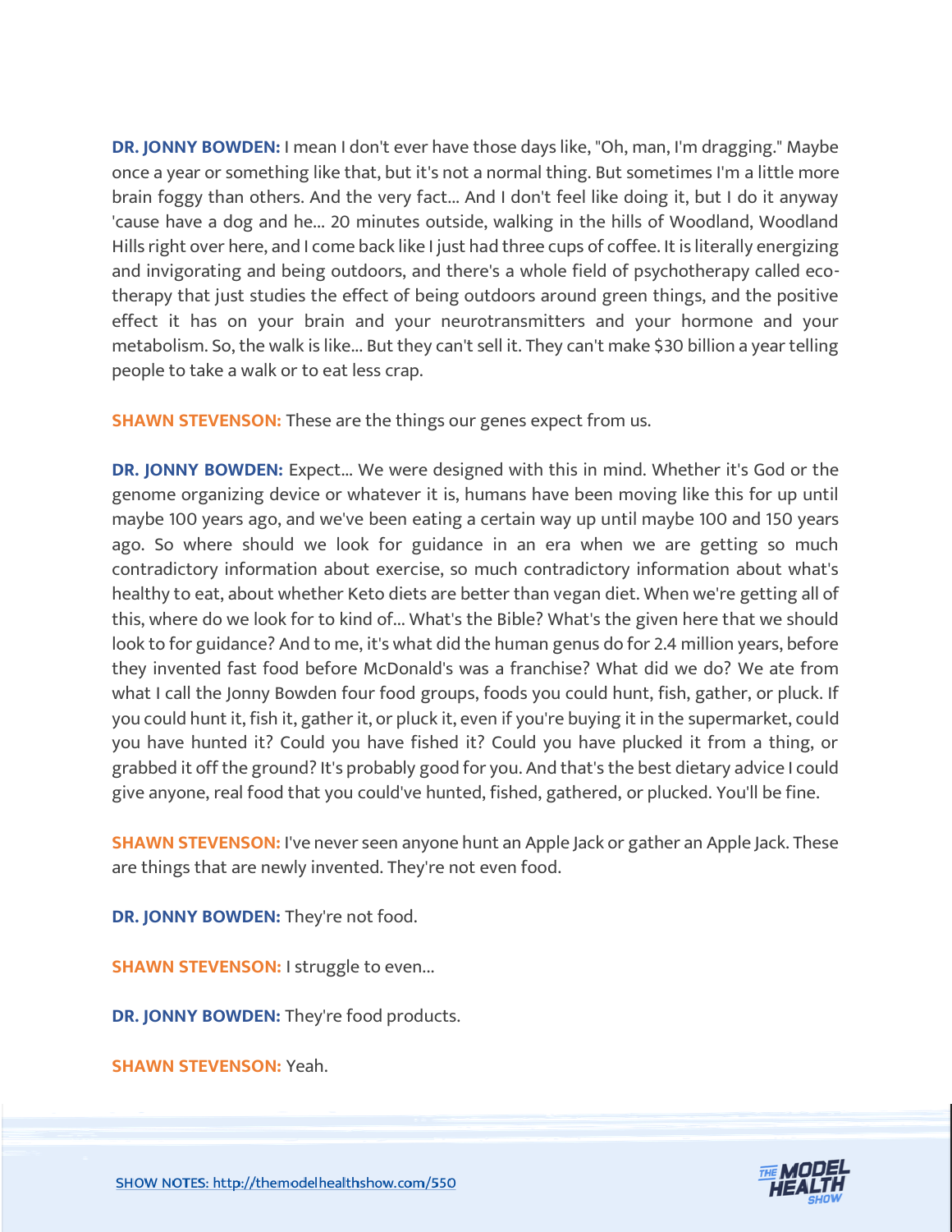**DR. JONNY BOWDEN:** I mean I don't ever have those days like, "Oh, man, I'm dragging." Maybe once a year or something like that, but it's not a normal thing. But sometimes I'm a little more brain foggy than others. And the very fact... And I don't feel like doing it, but I do it anyway 'cause have a dog and he... 20 minutes outside, walking in the hills of Woodland, Woodland Hills right over here, and I come back like I just had three cups of coffee. It is literally energizing and invigorating and being outdoors, and there's a whole field of psychotherapy called eco-therapy that just studies the effect of being outdoors around green things, and the positive effect it has on your brain and your neurotransmitters and your hormone and your metabolism. So, the walk is like... But they can't sell it. They can't make $30 billion a year telling people to take a walk or to eat less crap.

**SHAWN STEVENSON:** These are the things our genes expect from us.

**DR. JONNY BOWDEN:** Expect... We were designed with this in mind. Whether it's God or the genome organizing device or whatever it is, humans have been moving like this for up until maybe 100 years ago, and we've been eating a certain way up until maybe 100 and 150 years ago. So where should we look for guidance in an era when we are getting so much contradictory information about exercise, so much contradictory information about what's healthy to eat, about whether Keto diets are better than vegan diet. When we're getting all of this, where do we look for to kind of... What's the Bible? What's the given here that we should look to for guidance? And to me, it's what did the human genus do for 2.4 million years, before they invented fast food before McDonald's was a franchise? What did we do? We ate from what I call the Jonny Bowden four food groups, foods you could hunt, fish, gather, or pluck. If you could hunt it, fish it, gather it, or pluck it, even if you're buying it in the supermarket, could you have hunted it? Could you have fished it? Could you have plucked it from a thing, or grabbed it off the ground? It's probably good for you. And that's the best dietary advice I could give anyone, real food that you could've hunted, fished, gathered, or plucked. You'll be fine.

**SHAWN STEVENSON:** I've never seen anyone hunt an Apple Jack or gather an Apple Jack. These are things that are newly invented. They're not even food.

**DR. JONNY BOWDEN:** They're not food.

**SHAWN STEVENSON:** I struggle to even...

**DR. JONNY BOWDEN:** They're food products.

**SHAWN STEVENSON:** Yeah.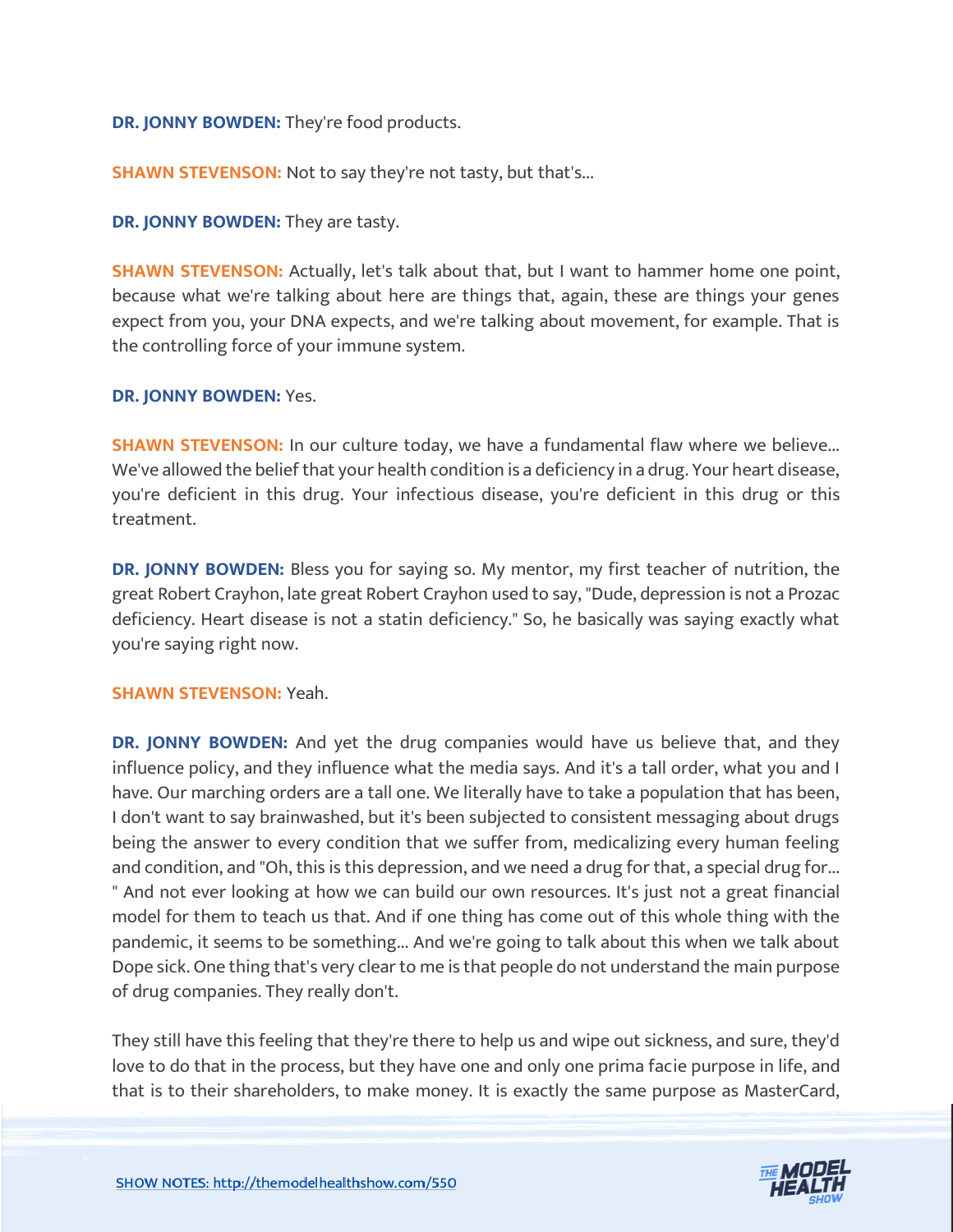**DR. JONNY BOWDEN:** They're food products.

**SHAWN STEVENSON:** Not to say they're not tasty, but that's...

**DR. JONNY BOWDEN:** They are tasty.

**SHAWN STEVENSON:** Actually, let's talk about that, but I want to hammer home one point, because what we're talking about here are things that, again, these are things your genes expect from you, your DNA expects, and we're talking about movement, for example. That is the controlling force of your immune system.

**DR. JONNY BOWDEN:** Yes.

**SHAWN STEVENSON:** In our culture today, we have a fundamental flaw where we believe... We've allowed the belief that your health condition is a deficiency in a drug. Your heart disease, you're deficient in this drug. Your infectious disease, you're deficient in this drug or this treatment.

**DR. JONNY BOWDEN:** Bless you for saying so. My mentor, my first teacher of nutrition, the great Robert Crayhon, late great Robert Crayhon used to say, "Dude, depression is not a Prozac deficiency. Heart disease is not a statin deficiency." So, he basically was saying exactly what you're saying right now.

**SHAWN STEVENSON:** Yeah.

**DR. JONNY BOWDEN:** And yet the drug companies would have us believe that, and they influence policy, and they influence what the media says. And it's a tall order, what you and I have. Our marching orders are a tall one. We literally have to take a population that has been, I don't want to say brainwashed, but it's been subjected to consistent messaging about drugs being the answer to every condition that we suffer from, medicalizing every human feeling and condition, and "Oh, this is this depression, and we need a drug for that, a special drug for... " And not ever looking at how we can build our own resources. It's just not a great financial model for them to teach us that. And if one thing has come out of this whole thing with the pandemic, it seems to be something... And we're going to talk about this when we talk about Dope sick. One thing that's very clear to me is that people do not understand the main purpose of drug companies. They really don't.

They still have this feeling that they're there to help us and wipe out sickness, and sure, they'd love to do that in the process, but they have one and only one prima facie purpose in life, and that is to their shareholders, to make money. It is exactly the same purpose as MasterCard,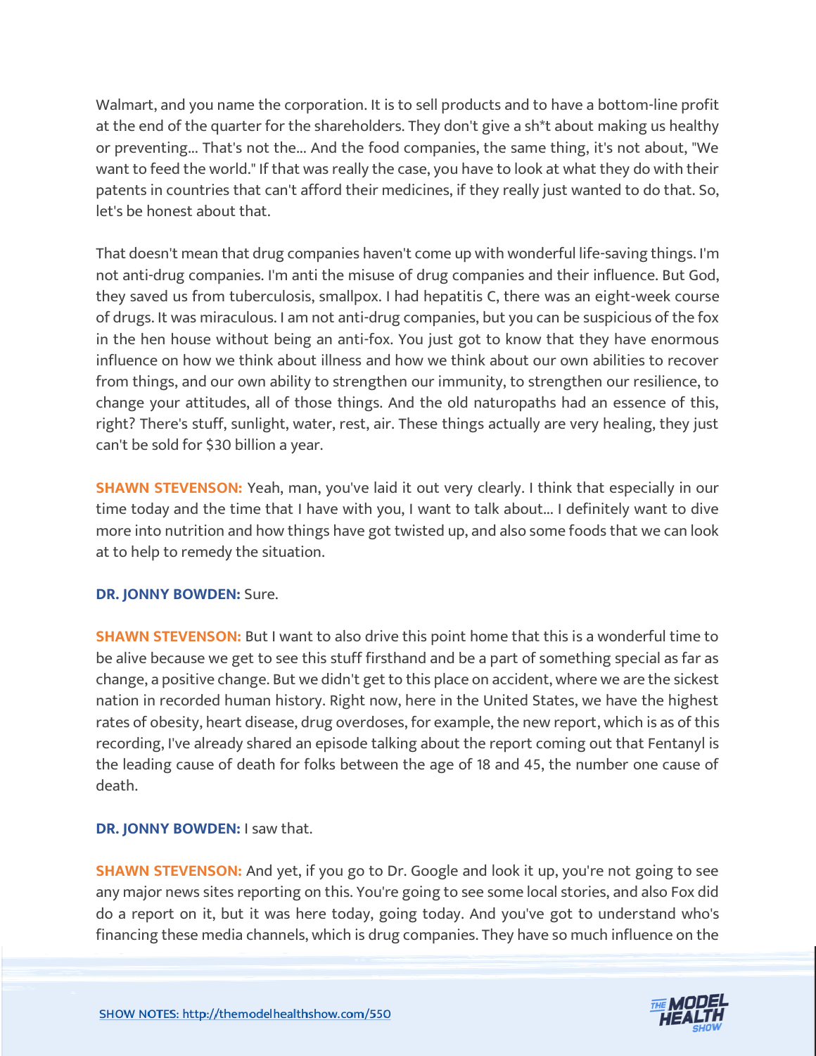Walmart, and you name the corporation. It is to sell products and to have a bottom-line profit at the end of the quarter for the shareholders. They don't give a sh*t about making us healthy or preventing... That's not the... And the food companies, the same thing, it's not about, "We want to feed the world." If that was really the case, you have to look at what they do with their patents in countries that can't afford their medicines, if they really just wanted to do that. So, let's be honest about that.

That doesn't mean that drug companies haven't come up with wonderful life-saving things. I'm not anti-drug companies. I'm anti the misuse of drug companies and their influence. But God, they saved us from tuberculosis, smallpox. I had hepatitis C, there was an eight-week course of drugs. It was miraculous. I am not anti-drug companies, but you can be suspicious of the fox in the hen house without being an anti-fox. You just got to know that they have enormous influence on how we think about illness and how we think about our own abilities to recover from things, and our own ability to strengthen our immunity, to strengthen our resilience, to change your attitudes, all of those things. And the old naturopaths had an essence of this, right? There's stuff, sunlight, water, rest, air. These things actually are very healing, they just can't be sold for $30 billion a year.

**SHAWN STEVENSON:** Yeah, man, you've laid it out very clearly. I think that especially in our time today and the time that I have with you, I want to talk about... I definitely want to dive more into nutrition and how things have got twisted up, and also some foods that we can look at to help to remedy the situation.

**DR. JONNY BOWDEN:** Sure.

**SHAWN STEVENSON:** But I want to also drive this point home that this is a wonderful time to be alive because we get to see this stuff firsthand and be a part of something special as far as change, a positive change. But we didn't get to this place on accident, where we are the sickest nation in recorded human history. Right now, here in the United States, we have the highest rates of obesity, heart disease, drug overdoses, for example, the new report, which is as of this recording, I've already shared an episode talking about the report coming out that Fentanyl is the leading cause of death for folks between the age of 18 and 45, the number one cause of death.

**DR. JONNY BOWDEN:** I saw that.

**SHAWN STEVENSON:** And yet, if you go to Dr. Google and look it up, you're not going to see any major news sites reporting on this. You're going to see some local stories, and also Fox did do a report on it, but it was here today, going today. And you've got to understand who's financing these media channels, which is drug companies. They have so much influence on the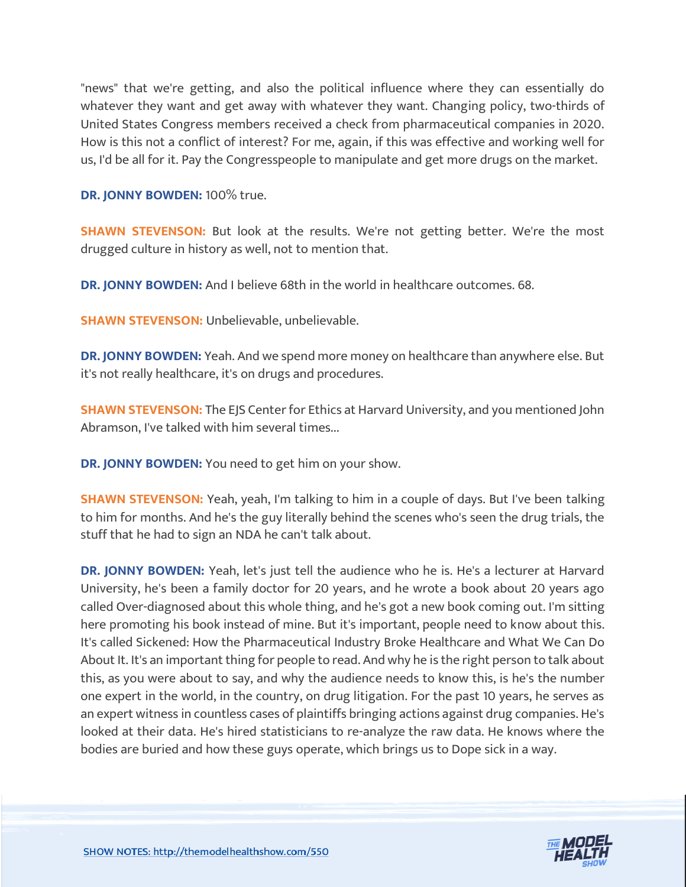"news" that we're getting, and also the political influence where they can essentially do whatever they want and get away with whatever they want. Changing policy, two-thirds of United States Congress members received a check from pharmaceutical companies in 2020. How is this not a conflict of interest? For me, again, if this was effective and working well for us, I'd be all for it. Pay the Congresspeople to manipulate and get more drugs on the market.

**DR. JONNY BOWDEN:** 100% true.

**SHAWN STEVENSON:** But look at the results. We're not getting better. We're the most drugged culture in history as well, not to mention that.

**DR. JONNY BOWDEN:** And I believe 68th in the world in healthcare outcomes. 68.

**SHAWN STEVENSON:** Unbelievable, unbelievable.

**DR. JONNY BOWDEN:** Yeah. And we spend more money on healthcare than anywhere else. But it's not really healthcare, it's on drugs and procedures.

**SHAWN STEVENSON:** The EJS Center for Ethics at Harvard University, and you mentioned John Abramson, I've talked with him several times...

**DR. JONNY BOWDEN:** You need to get him on your show.

**SHAWN STEVENSON:** Yeah, yeah, I'm talking to him in a couple of days. But I've been talking to him for months. And he's the guy literally behind the scenes who's seen the drug trials, the stuff that he had to sign an NDA he can't talk about.

**DR. JONNY BOWDEN:** Yeah, let's just tell the audience who he is. He's a lecturer at Harvard University, he's been a family doctor for 20 years, and he wrote a book about 20 years ago called Over-diagnosed about this whole thing, and he's got a new book coming out. I'm sitting here promoting his book instead of mine. But it's important, people need to know about this. It's called Sickened: How the Pharmaceutical Industry Broke Healthcare and What We Can Do About It. It's an important thing for people to read. And why he is the right person to talk about this, as you were about to say, and why the audience needs to know this, is he's the number one expert in the world, in the country, on drug litigation. For the past 10 years, he serves as an expert witness in countless cases of plaintiffs bringing actions against drug companies. He's looked at their data. He's hired statisticians to re-analyze the raw data. He knows where the bodies are buried and how these guys operate, which brings us to Dope sick in a way.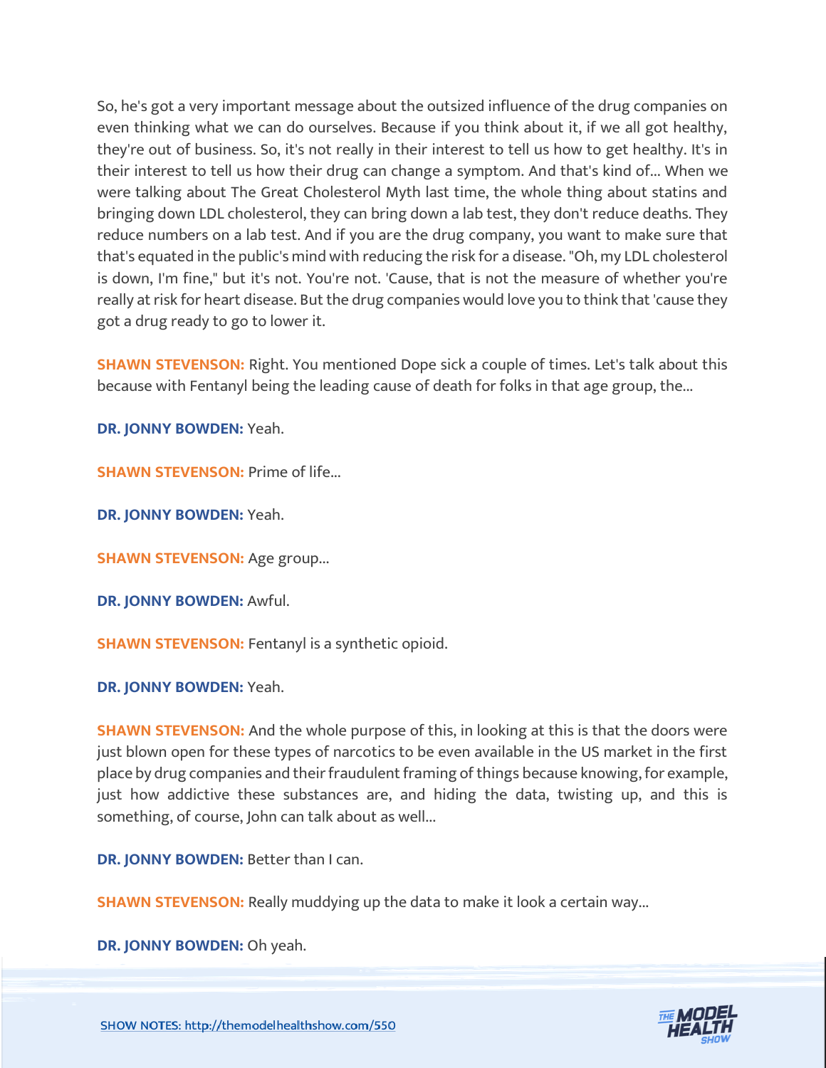So, he's got a very important message about the outsized influence of the drug companies on even thinking what we can do ourselves. Because if you think about it, if we all got healthy, they're out of business. So, it's not really in their interest to tell us how to get healthy. It's in their interest to tell us how their drug can change a symptom. And that's kind of... When we were talking about The Great Cholesterol Myth last time, the whole thing about statins and bringing down LDL cholesterol, they can bring down a lab test, they don't reduce deaths. They reduce numbers on a lab test. And if you are the drug company, you want to make sure that that's equated in the public's mind with reducing the risk for a disease. "Oh, my LDL cholesterol is down, I'm fine," but it's not. You're not. 'Cause, that is not the measure of whether you're really at risk for heart disease. But the drug companies would love you to think that 'cause they got a drug ready to go to lower it.

**SHAWN STEVENSON:** Right. You mentioned Dope sick a couple of times. Let's talk about this because with Fentanyl being the leading cause of death for folks in that age group, the...

**DR. JONNY BOWDEN:** Yeah.

**SHAWN STEVENSON:** Prime of life...

**DR. JONNY BOWDEN:** Yeah.

**SHAWN STEVENSON:** Age group...

**DR. JONNY BOWDEN:** Awful.

**SHAWN STEVENSON:** Fentanyl is a synthetic opioid.

**DR. JONNY BOWDEN:** Yeah.

**SHAWN STEVENSON:** And the whole purpose of this, in looking at this is that the doors were just blown open for these types of narcotics to be even available in the US market in the first place by drug companies and their fraudulent framing of things because knowing, for example, just how addictive these substances are, and hiding the data, twisting up, and this is something, of course, John can talk about as well...

**DR. JONNY BOWDEN:** Better than I can.

**SHAWN STEVENSON:** Really muddying up the data to make it look a certain way...

**DR. JONNY BOWDEN:** Oh yeah.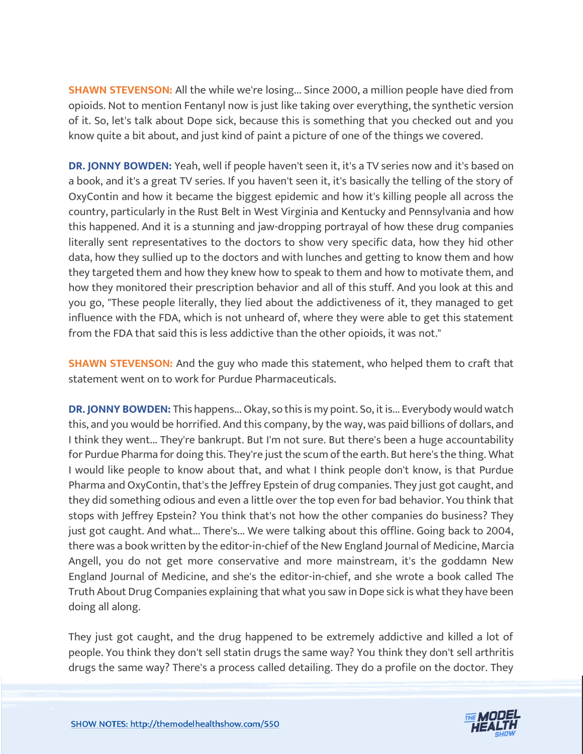**SHAWN STEVENSON:** All the while we're losing... Since 2000, a million people have died from opioids. Not to mention Fentanyl now is just like taking over everything, the synthetic version of it. So, let's talk about Dope sick, because this is something that you checked out and you know quite a bit about, and just kind of paint a picture of one of the things we covered.

**DR. JONNY BOWDEN:** Yeah, well if people haven't seen it, it's a TV series now and it's based on a book, and it's a great TV series. If you haven't seen it, it's basically the telling of the story of OxyContin and how it became the biggest epidemic and how it's killing people all across the country, particularly in the Rust Belt in West Virginia and Kentucky and Pennsylvania and how this happened. And it is a stunning and jaw-dropping portrayal of how these drug companies literally sent representatives to the doctors to show very specific data, how they hid other data, how they sullied up to the doctors and with lunches and getting to know them and how they targeted them and how they knew how to speak to them and how to motivate them, and how they monitored their prescription behavior and all of this stuff. And you look at this and you go, "These people literally, they lied about the addictiveness of it, they managed to get influence with the FDA, which is not unheard of, where they were able to get this statement from the FDA that said this is less addictive than the other opioids, it was not."

**SHAWN STEVENSON:** And the guy who made this statement, who helped them to craft that statement went on to work for Purdue Pharmaceuticals.

**DR. JONNY BOWDEN:** This happens... Okay, so this is my point. So, it is... Everybody would watch this, and you would be horrified. And this company, by the way, was paid billions of dollars, and I think they went... They're bankrupt. But I'm not sure. But there's been a huge accountability for Purdue Pharma for doing this. They're just the scum of the earth. But here's the thing. What I would like people to know about that, and what I think people don't know, is that Purdue Pharma and OxyContin, that's the Jeffrey Epstein of drug companies. They just got caught, and they did something odious and even a little over the top even for bad behavior. You think that stops with Jeffrey Epstein? You think that's not how the other companies do business? They just got caught. And what... There's... We were talking about this offline. Going back to 2004, there was a book written by the editor-in-chief of the New England Journal of Medicine, Marcia Angell, you do not get more conservative and more mainstream, it's the goddamn New England Journal of Medicine, and she's the editor-in-chief, and she wrote a book called The Truth About Drug Companies explaining that what you saw in Dope sick is what they have been doing all along.

They just got caught, and the drug happened to be extremely addictive and killed a lot of people. You think they don't sell statin drugs the same way? You think they don't sell arthritis drugs the same way? There's a process called detailing. They do a profile on the doctor. They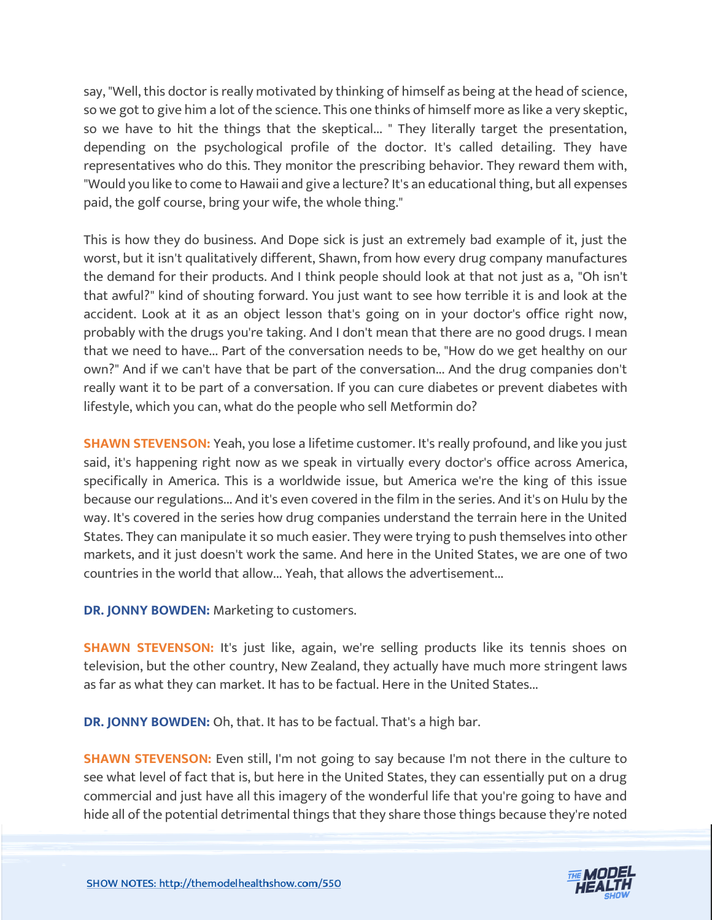say, "Well, this doctor is really motivated by thinking of himself as being at the head of science, so we got to give him a lot of the science. This one thinks of himself more as like a very skeptic, so we have to hit the things that the skeptical... " They literally target the presentation, depending on the psychological profile of the doctor. It's called detailing. They have representatives who do this. They monitor the prescribing behavior. They reward them with, "Would you like to come to Hawaii and give a lecture? It's an educational thing, but all expenses paid, the golf course, bring your wife, the whole thing."

This is how they do business. And Dope sick is just an extremely bad example of it, just the worst, but it isn't qualitatively different, Shawn, from how every drug company manufactures the demand for their products. And I think people should look at that not just as a, "Oh isn't that awful?" kind of shouting forward. You just want to see how terrible it is and look at the accident. Look at it as an object lesson that's going on in your doctor's office right now, probably with the drugs you're taking. And I don't mean that there are no good drugs. I mean that we need to have... Part of the conversation needs to be, "How do we get healthy on our own?" And if we can't have that be part of the conversation... And the drug companies don't really want it to be part of a conversation. If you can cure diabetes or prevent diabetes with lifestyle, which you can, what do the people who sell Metformin do?

**SHAWN STEVENSON:** Yeah, you lose a lifetime customer. It's really profound, and like you just said, it's happening right now as we speak in virtually every doctor's office across America, specifically in America. This is a worldwide issue, but America we're the king of this issue because our regulations... And it's even covered in the film in the series. And it's on Hulu by the way. It's covered in the series how drug companies understand the terrain here in the United States. They can manipulate it so much easier. They were trying to push themselves into other markets, and it just doesn't work the same. And here in the United States, we are one of two countries in the world that allow... Yeah, that allows the advertisement...

**DR. JONNY BOWDEN:** Marketing to customers.

**SHAWN STEVENSON:** It's just like, again, we're selling products like its tennis shoes on television, but the other country, New Zealand, they actually have much more stringent laws as far as what they can market. It has to be factual. Here in the United States...

**DR. JONNY BOWDEN:** Oh, that. It has to be factual. That's a high bar.

**SHAWN STEVENSON:** Even still, I'm not going to say because I'm not there in the culture to see what level of fact that is, but here in the United States, they can essentially put on a drug commercial and just have all this imagery of the wonderful life that you're going to have and hide all of the potential detrimental things that they share those things because they're noted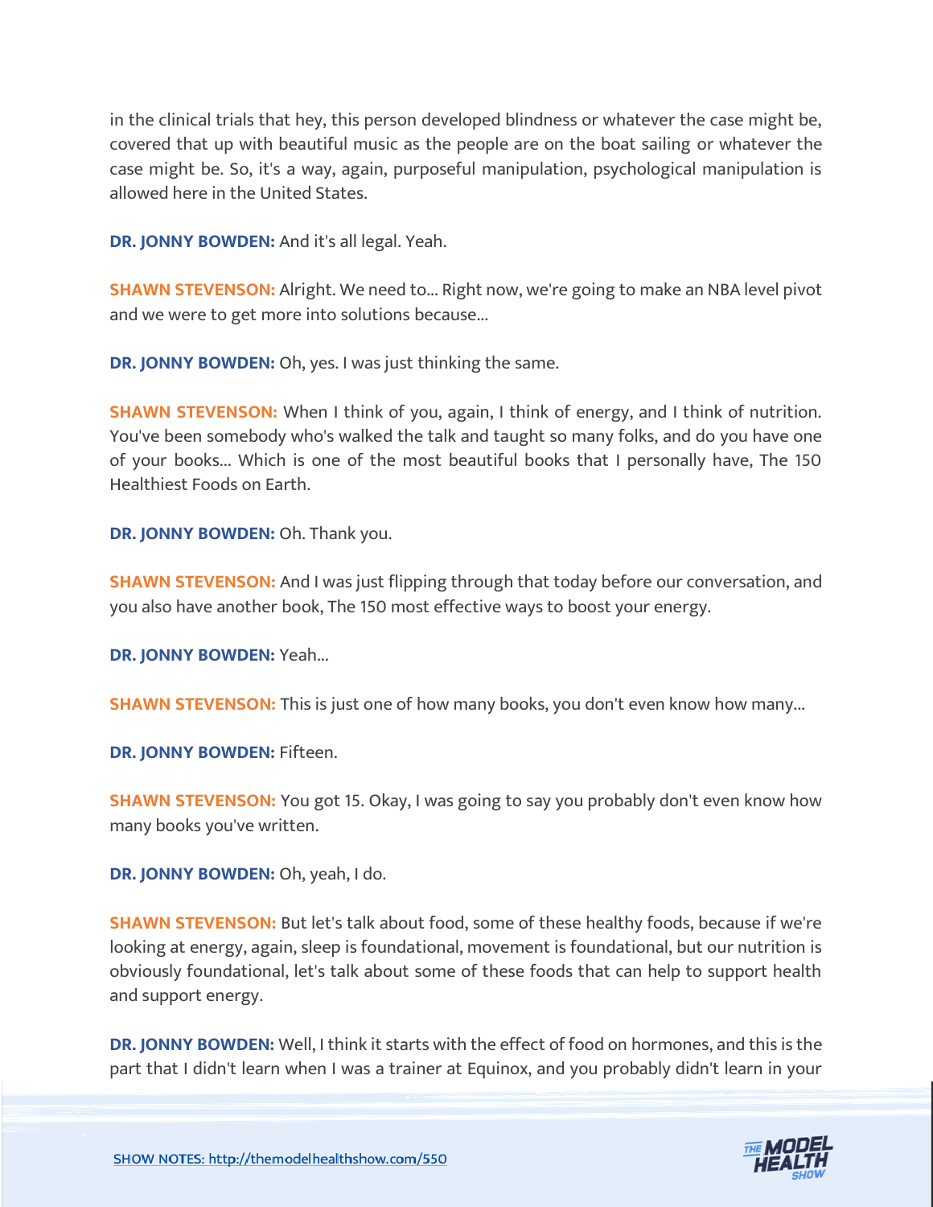in the clinical trials that hey, this person developed blindness or whatever the case might be, covered that up with beautiful music as the people are on the boat sailing or whatever the case might be. So, it's a way, again, purposeful manipulation, psychological manipulation is allowed here in the United States.

**DR. JONNY BOWDEN:** And it's all legal. Yeah.

**SHAWN STEVENSON:** Alright. We need to... Right now, we're going to make an NBA level pivot and we were to get more into solutions because...

**DR. JONNY BOWDEN:** Oh, yes. I was just thinking the same.

**SHAWN STEVENSON:** When I think of you, again, I think of energy, and I think of nutrition. You've been somebody who's walked the talk and taught so many folks, and do you have one of your books... Which is one of the most beautiful books that I personally have, The 150 Healthiest Foods on Earth.

**DR. JONNY BOWDEN:** Oh. Thank you.

**SHAWN STEVENSON:** And I was just flipping through that today before our conversation, and you also have another book, The 150 most effective ways to boost your energy.

**DR. JONNY BOWDEN:** Yeah...

**SHAWN STEVENSON:** This is just one of how many books, you don't even know how many...

**DR. JONNY BOWDEN:** Fifteen.

**SHAWN STEVENSON:** You got 15. Okay, I was going to say you probably don't even know how many books you've written.

**DR. JONNY BOWDEN:** Oh, yeah, I do.

**SHAWN STEVENSON:** But let's talk about food, some of these healthy foods, because if we're looking at energy, again, sleep is foundational, movement is foundational, but our nutrition is obviously foundational, let's talk about some of these foods that can help to support health and support energy.

**DR. JONNY BOWDEN:** Well, I think it starts with the effect of food on hormones, and this is the part that I didn't learn when I was a trainer at Equinox, and you probably didn't learn in your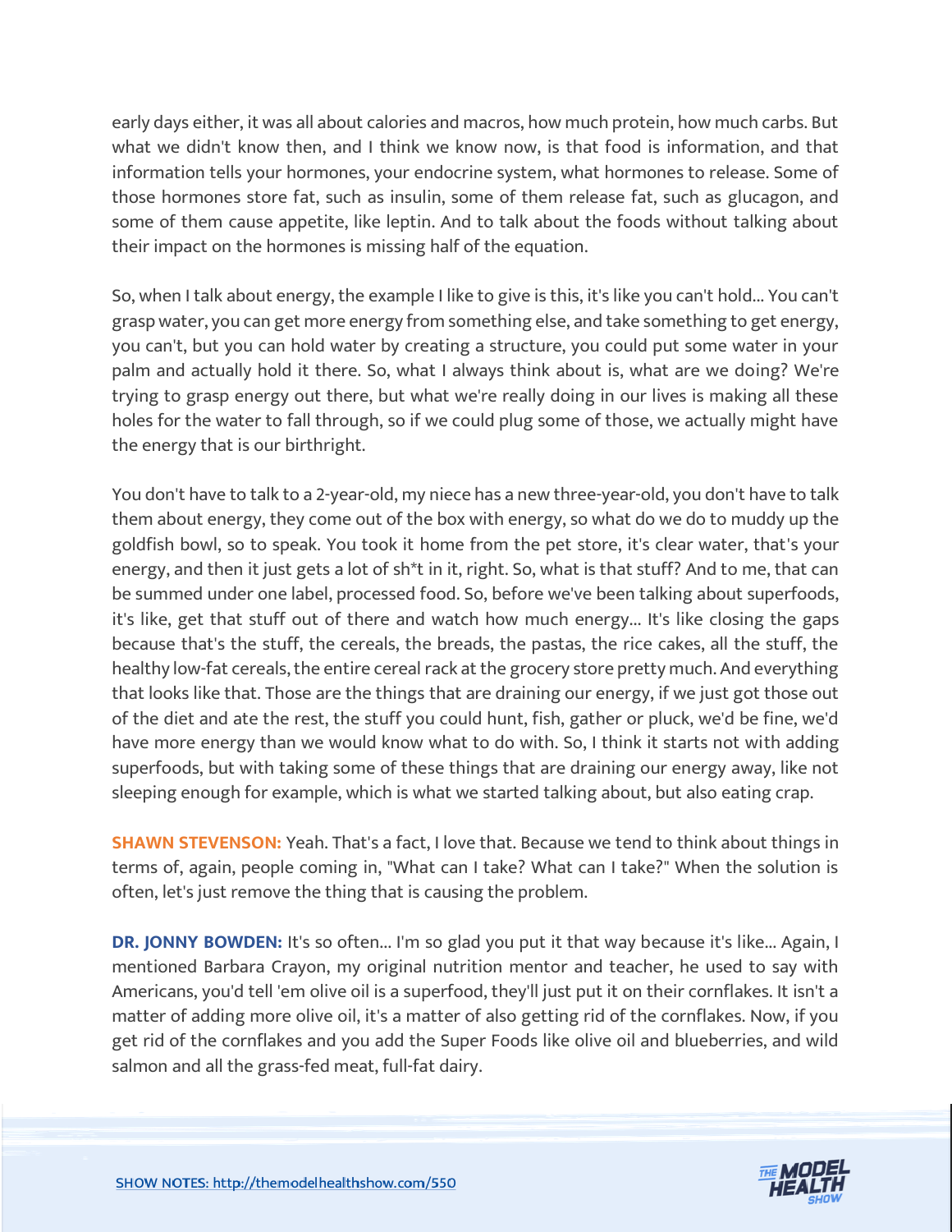early days either, it was all about calories and macros, how much protein, how much carbs. But what we didn't know then, and I think we know now, is that food is information, and that information tells your hormones, your endocrine system, what hormones to release. Some of those hormones store fat, such as insulin, some of them release fat, such as glucagon, and some of them cause appetite, like leptin. And to talk about the foods without talking about their impact on the hormones is missing half of the equation.

So, when I talk about energy, the example I like to give is this, it's like you can't hold... You can't grasp water, you can get more energy from something else, and take something to get energy, you can't, but you can hold water by creating a structure, you could put some water in your palm and actually hold it there. So, what I always think about is, what are we doing? We're trying to grasp energy out there, but what we're really doing in our lives is making all these holes for the water to fall through, so if we could plug some of those, we actually might have the energy that is our birthright.

You don't have to talk to a 2-year-old, my niece has a new three-year-old, you don't have to talk them about energy, they come out of the box with energy, so what do we do to muddy up the goldfish bowl, so to speak. You took it home from the pet store, it's clear water, that's your energy, and then it just gets a lot of sh*t in it, right. So, what is that stuff? And to me, that can be summed under one label, processed food. So, before we've been talking about superfoods, it's like, get that stuff out of there and watch how much energy... It's like closing the gaps because that's the stuff, the cereals, the breads, the pastas, the rice cakes, all the stuff, the healthy low-fat cereals, the entire cereal rack at the grocery store pretty much. And everything that looks like that. Those are the things that are draining our energy, if we just got those out of the diet and ate the rest, the stuff you could hunt, fish, gather or pluck, we'd be fine, we'd have more energy than we would know what to do with. So, I think it starts not with adding superfoods, but with taking some of these things that are draining our energy away, like not sleeping enough for example, which is what we started talking about, but also eating crap.

**SHAWN STEVENSON:** Yeah. That's a fact, I love that. Because we tend to think about things in terms of, again, people coming in, "What can I take? What can I take?" When the solution is often, let's just remove the thing that is causing the problem.

**DR. JONNY BOWDEN:** It's so often... I'm so glad you put it that way because it's like... Again, I mentioned Barbara Crayon, my original nutrition mentor and teacher, he used to say with Americans, you'd tell 'em olive oil is a superfood, they'll just put it on their cornflakes. It isn't a matter of adding more olive oil, it's a matter of also getting rid of the cornflakes. Now, if you get rid of the cornflakes and you add the Super Foods like olive oil and blueberries, and wild salmon and all the grass-fed meat, full-fat dairy.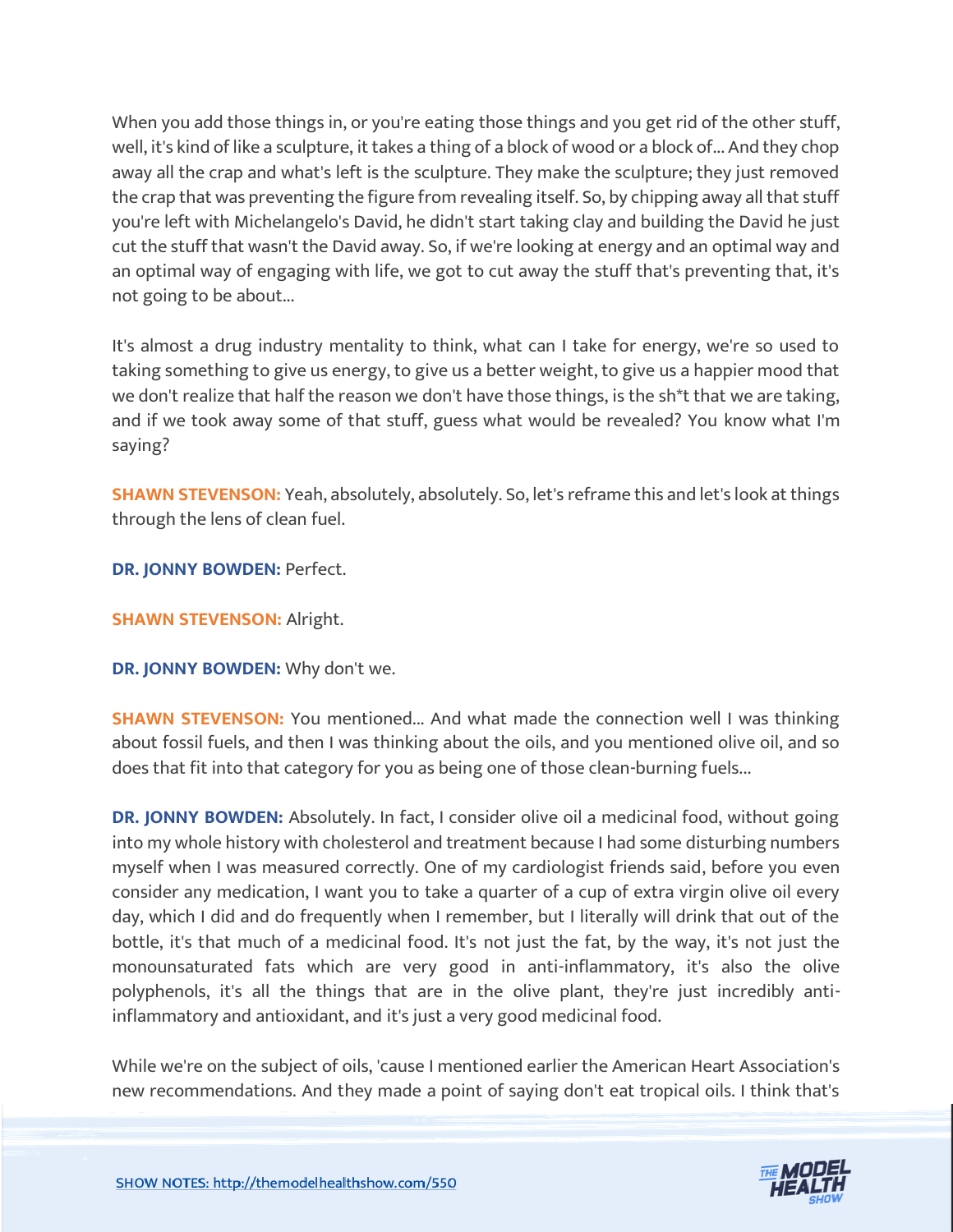When you add those things in, or you're eating those things and you get rid of the other stuff, well, it's kind of like a sculpture, it takes a thing of a block of wood or a block of... And they chop away all the crap and what's left is the sculpture. They make the sculpture; they just removed the crap that was preventing the figure from revealing itself. So, by chipping away all that stuff you're left with Michelangelo's David, he didn't start taking clay and building the David he just cut the stuff that wasn't the David away. So, if we're looking at energy and an optimal way and an optimal way of engaging with life, we got to cut away the stuff that's preventing that, it's not going to be about...

It's almost a drug industry mentality to think, what can I take for energy, we're so used to taking something to give us energy, to give us a better weight, to give us a happier mood that we don't realize that half the reason we don't have those things, is the sh*t that we are taking, and if we took away some of that stuff, guess what would be revealed? You know what I'm saying?

**SHAWN STEVENSON:** Yeah, absolutely, absolutely. So, let's reframe this and let's look at things through the lens of clean fuel.

**DR. JONNY BOWDEN:** Perfect.

**SHAWN STEVENSON:** Alright.

**DR. JONNY BOWDEN:** Why don't we.

**SHAWN STEVENSON:** You mentioned... And what made the connection well I was thinking about fossil fuels, and then I was thinking about the oils, and you mentioned olive oil, and so does that fit into that category for you as being one of those clean-burning fuels...

**DR. JONNY BOWDEN:** Absolutely. In fact, I consider olive oil a medicinal food, without going into my whole history with cholesterol and treatment because I had some disturbing numbers myself when I was measured correctly. One of my cardiologist friends said, before you even consider any medication, I want you to take a quarter of a cup of extra virgin olive oil every day, which I did and do frequently when I remember, but I literally will drink that out of the bottle, it's that much of a medicinal food. It's not just the fat, by the way, it's not just the monounsaturated fats which are very good in anti-inflammatory, it's also the olive polyphenols, it's all the things that are in the olive plant, they're just incredibly anti-inflammatory and antioxidant, and it's just a very good medicinal food.

While we're on the subject of oils, 'cause I mentioned earlier the American Heart Association's new recommendations. And they made a point of saying don't eat tropical oils. I think that's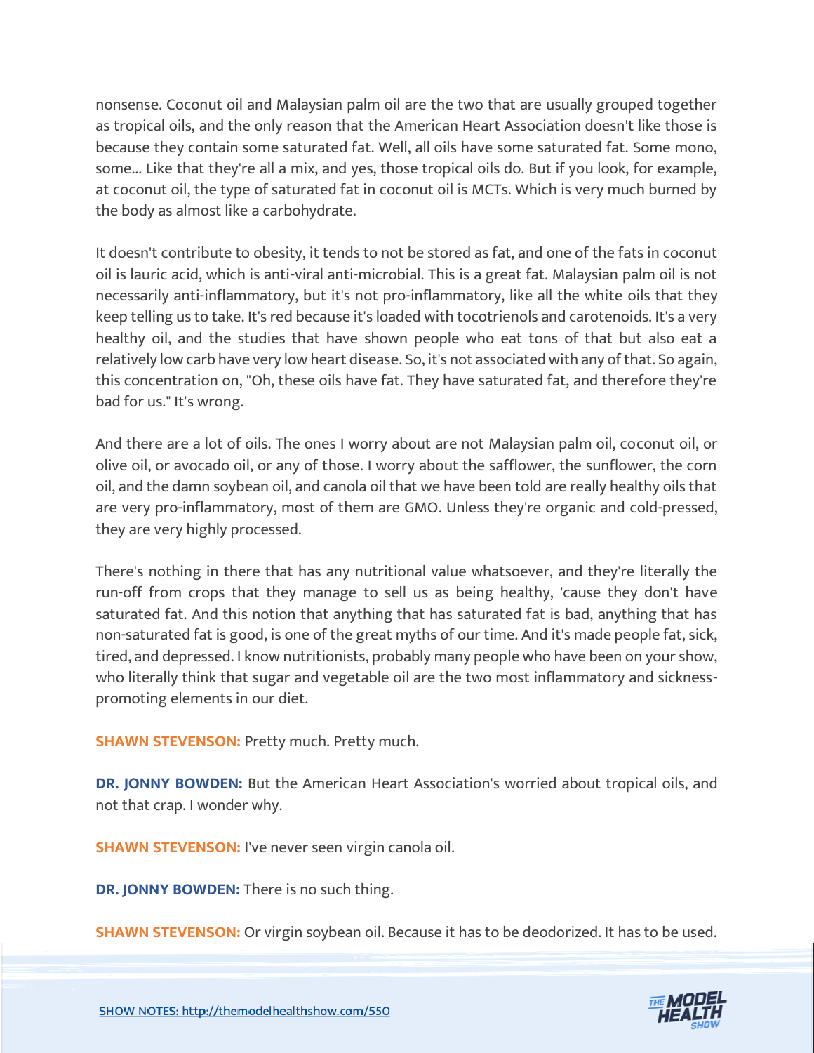nonsense. Coconut oil and Malaysian palm oil are the two that are usually grouped together as tropical oils, and the only reason that the American Heart Association doesn't like those is because they contain some saturated fat. Well, all oils have some saturated fat. Some mono, some... Like that they're all a mix, and yes, those tropical oils do. But if you look, for example, at coconut oil, the type of saturated fat in coconut oil is MCTs. Which is very much burned by the body as almost like a carbohydrate.

It doesn't contribute to obesity, it tends to not be stored as fat, and one of the fats in coconut oil is lauric acid, which is anti-viral anti-microbial. This is a great fat. Malaysian palm oil is not necessarily anti-inflammatory, but it's not pro-inflammatory, like all the white oils that they keep telling us to take. It's red because it's loaded with tocotrienols and carotenoids. It's a very healthy oil, and the studies that have shown people who eat tons of that but also eat a relatively low carb have very low heart disease. So, it's not associated with any of that. So again, this concentration on, "Oh, these oils have fat. They have saturated fat, and therefore they're bad for us." It's wrong.

And there are a lot of oils. The ones I worry about are not Malaysian palm oil, coconut oil, or olive oil, or avocado oil, or any of those. I worry about the safflower, the sunflower, the corn oil, and the damn soybean oil, and canola oil that we have been told are really healthy oils that are very pro-inflammatory, most of them are GMO. Unless they're organic and cold-pressed, they are very highly processed.

There's nothing in there that has any nutritional value whatsoever, and they're literally the run-off from crops that they manage to sell us as being healthy, 'cause they don't have saturated fat. And this notion that anything that has saturated fat is bad, anything that has non-saturated fat is good, is one of the great myths of our time. And it's made people fat, sick, tired, and depressed. I know nutritionists, probably many people who have been on your show, who literally think that sugar and vegetable oil are the two most inflammatory and sickness-promoting elements in our diet.

**SHAWN STEVENSON:** Pretty much. Pretty much.

**DR. JONNY BOWDEN:** But the American Heart Association's worried about tropical oils, and not that crap. I wonder why.

**SHAWN STEVENSON:** I've never seen virgin canola oil.

**DR. JONNY BOWDEN:** There is no such thing.

**SHAWN STEVENSON:** Or virgin soybean oil. Because it has to be deodorized. It has to be used.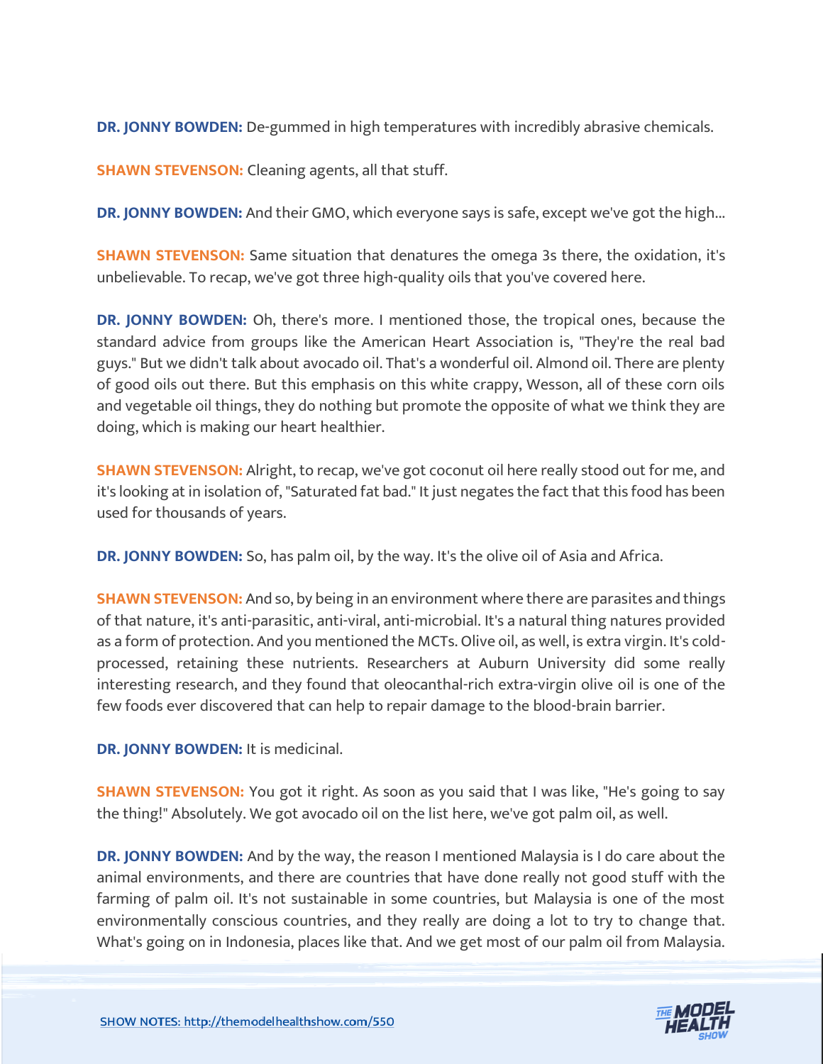**DR. JONNY BOWDEN:** De-gummed in high temperatures with incredibly abrasive chemicals.

**SHAWN STEVENSON:** Cleaning agents, all that stuff.

**DR. JONNY BOWDEN:** And their GMO, which everyone says is safe, except we've got the high...

**SHAWN STEVENSON:** Same situation that denatures the omega 3s there, the oxidation, it's unbelievable. To recap, we've got three high-quality oils that you've covered here.

**DR. JONNY BOWDEN:** Oh, there's more. I mentioned those, the tropical ones, because the standard advice from groups like the American Heart Association is, "They're the real bad guys." But we didn't talk about avocado oil. That's a wonderful oil. Almond oil. There are plenty of good oils out there. But this emphasis on this white crappy, Wesson, all of these corn oils and vegetable oil things, they do nothing but promote the opposite of what we think they are doing, which is making our heart healthier.

**SHAWN STEVENSON:** Alright, to recap, we've got coconut oil here really stood out for me, and it's looking at in isolation of, "Saturated fat bad." It just negates the fact that this food has been used for thousands of years.

**DR. JONNY BOWDEN:** So, has palm oil, by the way. It's the olive oil of Asia and Africa.

**SHAWN STEVENSON:** And so, by being in an environment where there are parasites and things of that nature, it's anti-parasitic, anti-viral, anti-microbial. It's a natural thing natures provided as a form of protection. And you mentioned the MCTs. Olive oil, as well, is extra virgin. It's cold-processed, retaining these nutrients. Researchers at Auburn University did some really interesting research, and they found that oleocanthal-rich extra-virgin olive oil is one of the few foods ever discovered that can help to repair damage to the blood-brain barrier.

**DR. JONNY BOWDEN:** It is medicinal.

**SHAWN STEVENSON:** You got it right. As soon as you said that I was like, "He's going to say the thing!" Absolutely. We got avocado oil on the list here, we've got palm oil, as well.

**DR. JONNY BOWDEN:** And by the way, the reason I mentioned Malaysia is I do care about the animal environments, and there are countries that have done really not good stuff with the farming of palm oil. It's not sustainable in some countries, but Malaysia is one of the most environmentally conscious countries, and they really are doing a lot to try to change that. What's going on in Indonesia, places like that. And we get most of our palm oil from Malaysia.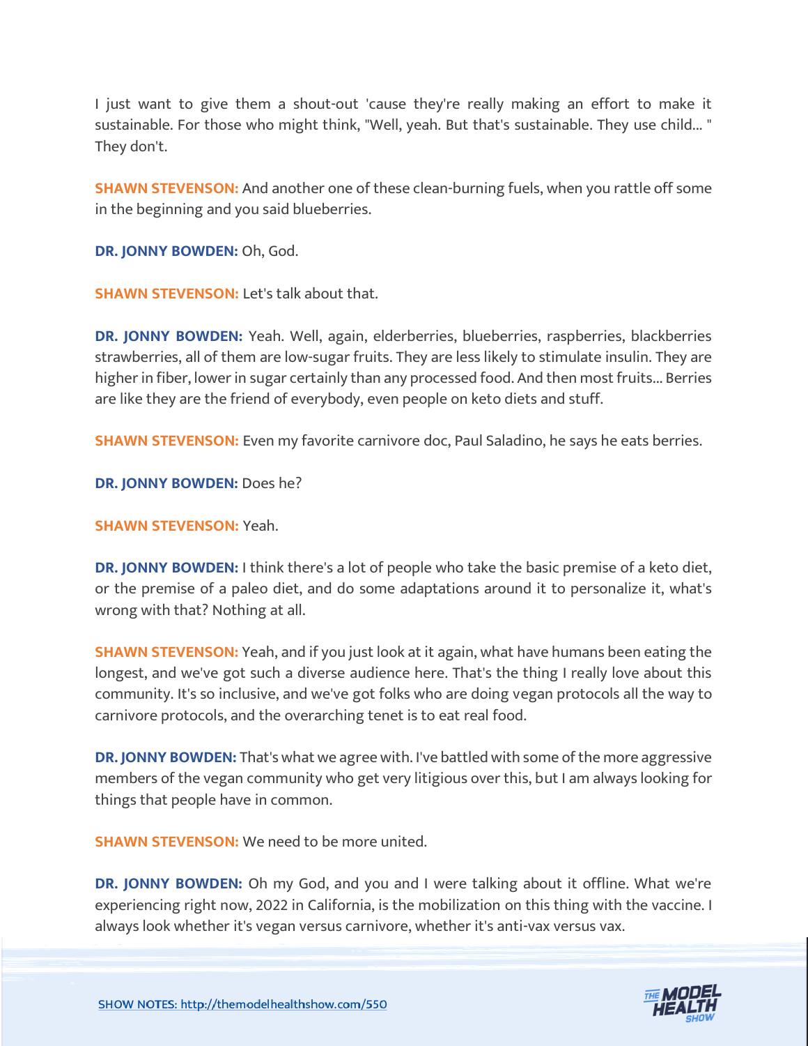I just want to give them a shout-out 'cause they're really making an effort to make it sustainable. For those who might think, "Well, yeah. But that's sustainable. They use child... " They don't.

**SHAWN STEVENSON:** And another one of these clean-burning fuels, when you rattle off some in the beginning and you said blueberries.

**DR. JONNY BOWDEN:** Oh, God.

**SHAWN STEVENSON:** Let's talk about that.

**DR. JONNY BOWDEN:** Yeah. Well, again, elderberries, blueberries, raspberries, blackberries strawberries, all of them are low-sugar fruits. They are less likely to stimulate insulin. They are higher in fiber, lower in sugar certainly than any processed food. And then most fruits... Berries are like they are the friend of everybody, even people on keto diets and stuff.

**SHAWN STEVENSON:** Even my favorite carnivore doc, Paul Saladino, he says he eats berries.

**DR. JONNY BOWDEN:** Does he?

**SHAWN STEVENSON:** Yeah.

**DR. JONNY BOWDEN:** I think there's a lot of people who take the basic premise of a keto diet, or the premise of a paleo diet, and do some adaptations around it to personalize it, what's wrong with that? Nothing at all.

**SHAWN STEVENSON:** Yeah, and if you just look at it again, what have humans been eating the longest, and we've got such a diverse audience here. That's the thing I really love about this community. It's so inclusive, and we've got folks who are doing vegan protocols all the way to carnivore protocols, and the overarching tenet is to eat real food.

**DR. JONNY BOWDEN:** That's what we agree with. I've battled with some of the more aggressive members of the vegan community who get very litigious over this, but I am always looking for things that people have in common.

**SHAWN STEVENSON:** We need to be more united.

**DR. JONNY BOWDEN:** Oh my God, and you and I were talking about it offline. What we're experiencing right now, 2022 in California, is the mobilization on this thing with the vaccine. I always look whether it's vegan versus carnivore, whether it's anti-vax versus vax.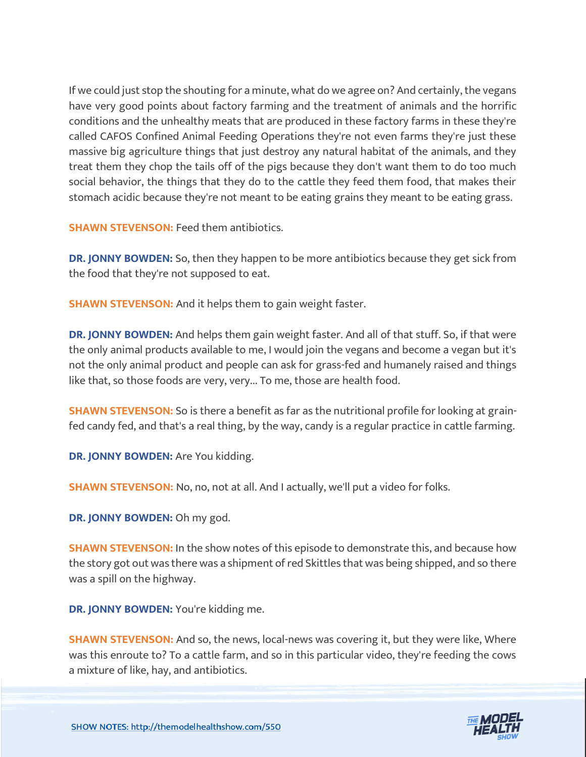If we could just stop the shouting for a minute, what do we agree on? And certainly, the vegans have very good points about factory farming and the treatment of animals and the horrific conditions and the unhealthy meats that are produced in these factory farms in these they're called CAFOS Confined Animal Feeding Operations they're not even farms they're just these massive big agriculture things that just destroy any natural habitat of the animals, and they treat them they chop the tails off of the pigs because they don't want them to do too much social behavior, the things that they do to the cattle they feed them food, that makes their stomach acidic because they're not meant to be eating grains they meant to be eating grass.

**SHAWN STEVENSON:** Feed them antibiotics.

**DR. JONNY BOWDEN:** So, then they happen to be more antibiotics because they get sick from the food that they're not supposed to eat.

**SHAWN STEVENSON:** And it helps them to gain weight faster.

**DR. JONNY BOWDEN:** And helps them gain weight faster. And all of that stuff. So, if that were the only animal products available to me, I would join the vegans and become a vegan but it's not the only animal product and people can ask for grass-fed and humanely raised and things like that, so those foods are very, very... To me, those are health food.

**SHAWN STEVENSON:** So is there a benefit as far as the nutritional profile for looking at grain-fed candy fed, and that's a real thing, by the way, candy is a regular practice in cattle farming.

**DR. JONNY BOWDEN:** Are You kidding.

**SHAWN STEVENSON:** No, no, not at all. And I actually, we'll put a video for folks.

**DR. JONNY BOWDEN:** Oh my god.

**SHAWN STEVENSON:** In the show notes of this episode to demonstrate this, and because how the story got out was there was a shipment of red Skittles that was being shipped, and so there was a spill on the highway.

**DR. JONNY BOWDEN:** You're kidding me.

**SHAWN STEVENSON:** And so, the news, local-news was covering it, but they were like, Where was this enroute to? To a cattle farm, and so in this particular video, they're feeding the cows a mixture of like, hay, and antibiotics.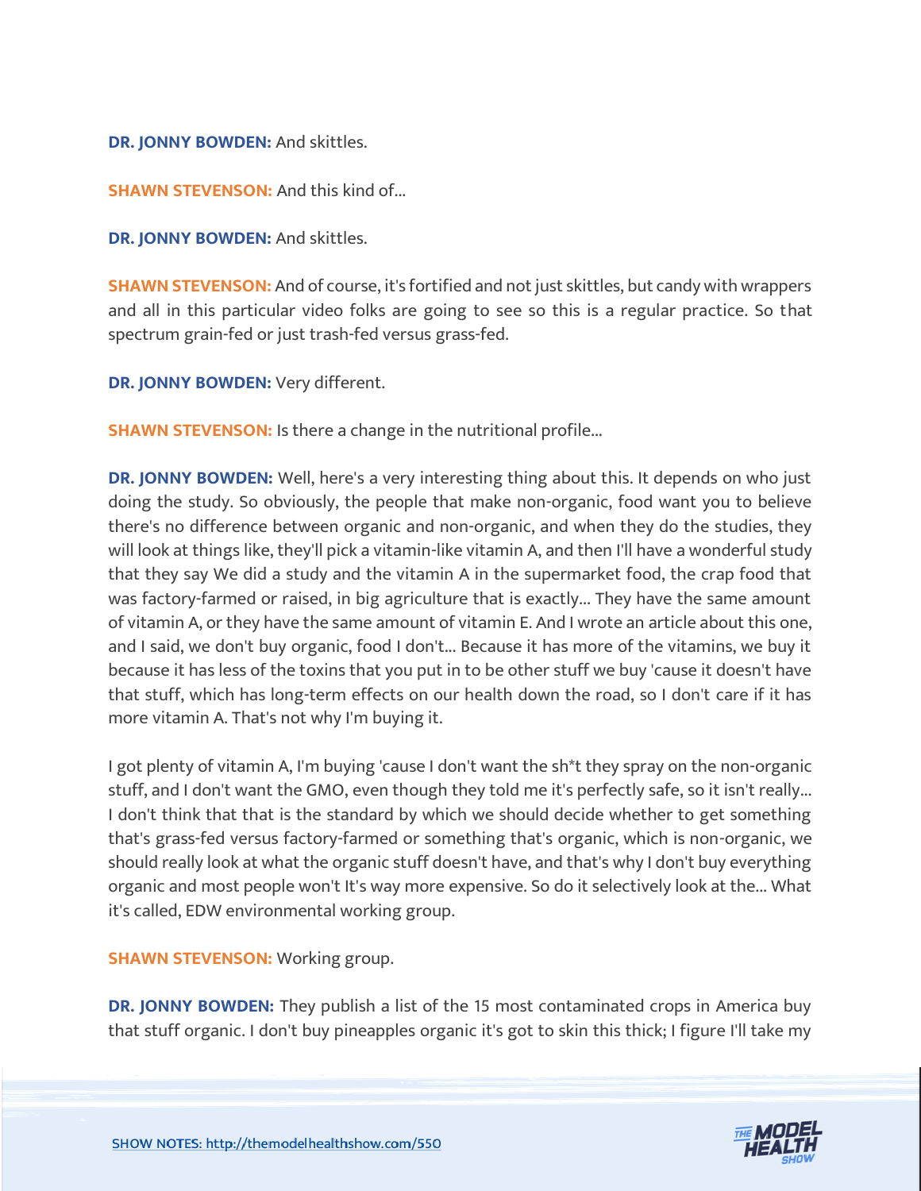**DR. JONNY BOWDEN:** And skittles.

**SHAWN STEVENSON:** And this kind of...

**DR. JONNY BOWDEN:** And skittles.

**SHAWN STEVENSON:** And of course, it's fortified and not just skittles, but candy with wrappers and all in this particular video folks are going to see so this is a regular practice. So that spectrum grain-fed or just trash-fed versus grass-fed.

**DR. JONNY BOWDEN:** Very different.

**SHAWN STEVENSON:** Is there a change in the nutritional profile...

**DR. JONNY BOWDEN:** Well, here's a very interesting thing about this. It depends on who just doing the study. So obviously, the people that make non-organic, food want you to believe there's no difference between organic and non-organic, and when they do the studies, they will look at things like, they'll pick a vitamin-like vitamin A, and then I'll have a wonderful study that they say We did a study and the vitamin A in the supermarket food, the crap food that was factory-farmed or raised, in big agriculture that is exactly... They have the same amount of vitamin A, or they have the same amount of vitamin E. And I wrote an article about this one, and I said, we don't buy organic, food I don't... Because it has more of the vitamins, we buy it because it has less of the toxins that you put in to be other stuff we buy 'cause it doesn't have that stuff, which has long-term effects on our health down the road, so I don't care if it has more vitamin A. That's not why I'm buying it.

I got plenty of vitamin A, I'm buying 'cause I don't want the sh*t they spray on the non-organic stuff, and I don't want the GMO, even though they told me it's perfectly safe, so it isn't really... I don't think that that is the standard by which we should decide whether to get something that's grass-fed versus factory-farmed or something that's organic, which is non-organic, we should really look at what the organic stuff doesn't have, and that's why I don't buy everything organic and most people won't It's way more expensive. So do it selectively look at the... What it's called, EDW environmental working group.

**SHAWN STEVENSON:** Working group.

**DR. JONNY BOWDEN:** They publish a list of the 15 most contaminated crops in America buy that stuff organic. I don't buy pineapples organic it's got to skin this thick; I figure I'll take my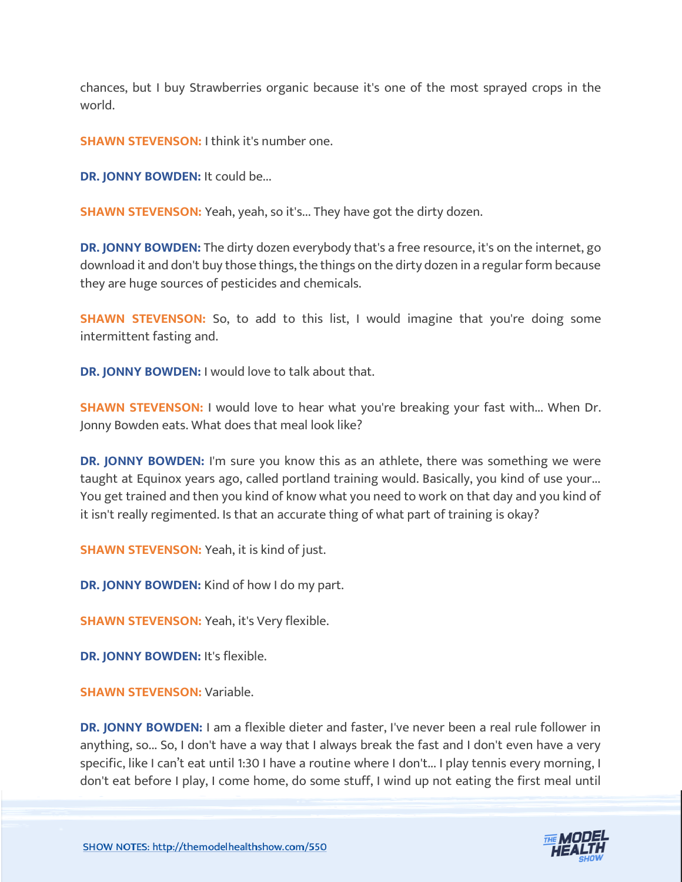chances, but I buy Strawberries organic because it's one of the most sprayed crops in the world.

**SHAWN STEVENSON:** I think it's number one.

**DR. JONNY BOWDEN:** It could be...

**SHAWN STEVENSON:** Yeah, yeah, so it's... They have got the dirty dozen.

**DR. JONNY BOWDEN:** The dirty dozen everybody that's a free resource, it's on the internet, go download it and don't buy those things, the things on the dirty dozen in a regular form because they are huge sources of pesticides and chemicals.

**SHAWN STEVENSON:** So, to add to this list, I would imagine that you're doing some intermittent fasting and.

**DR. JONNY BOWDEN:** I would love to talk about that.

**SHAWN STEVENSON:** I would love to hear what you're breaking your fast with... When Dr. Jonny Bowden eats. What does that meal look like?

**DR. JONNY BOWDEN:** I'm sure you know this as an athlete, there was something we were taught at Equinox years ago, called portland training would. Basically, you kind of use your... You get trained and then you kind of know what you need to work on that day and you kind of it isn't really regimented. Is that an accurate thing of what part of training is okay?

**SHAWN STEVENSON:** Yeah, it is kind of just.

**DR. JONNY BOWDEN:** Kind of how I do my part.

**SHAWN STEVENSON:** Yeah, it's Very flexible.

**DR. JONNY BOWDEN:** It's flexible.

**SHAWN STEVENSON:** Variable.

**DR. JONNY BOWDEN:** I am a flexible dieter and faster, I've never been a real rule follower in anything, so... So, I don't have a way that I always break the fast and I don't even have a very specific, like I can't eat until 1:30 I have a routine where I don't... I play tennis every morning, I don't eat before I play, I come home, do some stuff, I wind up not eating the first meal until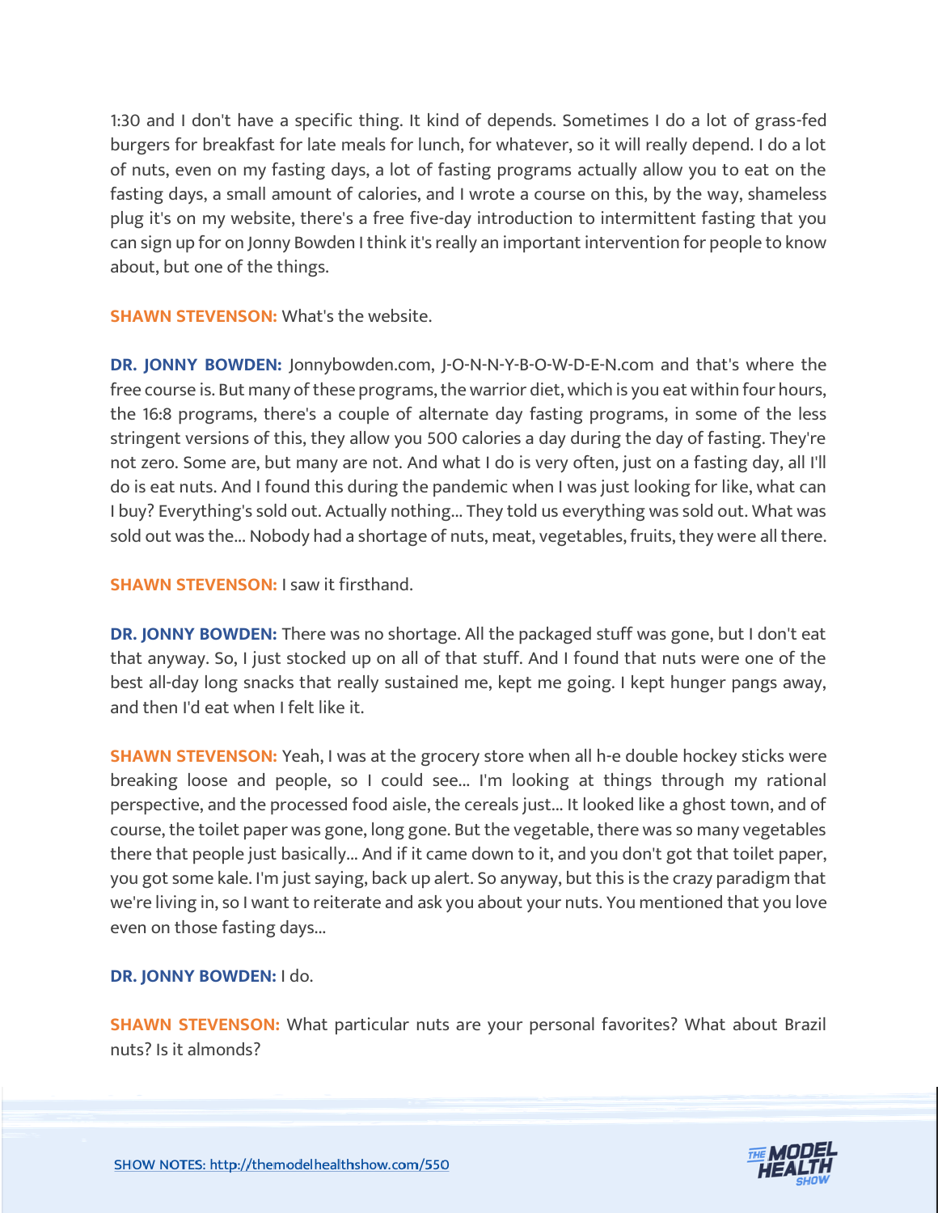1:30 and I don't have a specific thing. It kind of depends. Sometimes I do a lot of grass-fed burgers for breakfast for late meals for lunch, for whatever, so it will really depend. I do a lot of nuts, even on my fasting days, a lot of fasting programs actually allow you to eat on the fasting days, a small amount of calories, and I wrote a course on this, by the way, shameless plug it's on my website, there's a free five-day introduction to intermittent fasting that you can sign up for on Jonny Bowden I think it's really an important intervention for people to know about, but one of the things.

**SHAWN STEVENSON:** What's the website.

**DR. JONNY BOWDEN:** Jonnybowden.com, J-O-N-N-Y-B-O-W-D-E-N.com and that's where the free course is. But many of these programs, the warrior diet, which is you eat within four hours, the 16:8 programs, there's a couple of alternate day fasting programs, in some of the less stringent versions of this, they allow you 500 calories a day during the day of fasting. They're not zero. Some are, but many are not. And what I do is very often, just on a fasting day, all I'll do is eat nuts. And I found this during the pandemic when I was just looking for like, what can I buy? Everything's sold out. Actually nothing... They told us everything was sold out. What was sold out was the... Nobody had a shortage of nuts, meat, vegetables, fruits, they were all there.

**SHAWN STEVENSON:** I saw it firsthand.

**DR. JONNY BOWDEN:** There was no shortage. All the packaged stuff was gone, but I don't eat that anyway. So, I just stocked up on all of that stuff. And I found that nuts were one of the best all-day long snacks that really sustained me, kept me going. I kept hunger pangs away, and then I'd eat when I felt like it.

**SHAWN STEVENSON:** Yeah, I was at the grocery store when all h-e double hockey sticks were breaking loose and people, so I could see... I'm looking at things through my rational perspective, and the processed food aisle, the cereals just... It looked like a ghost town, and of course, the toilet paper was gone, long gone. But the vegetable, there was so many vegetables there that people just basically... And if it came down to it, and you don't got that toilet paper, you got some kale. I'm just saying, back up alert. So anyway, but this is the crazy paradigm that we're living in, so I want to reiterate and ask you about your nuts. You mentioned that you love even on those fasting days...

**DR. JONNY BOWDEN:** I do.

**SHAWN STEVENSON:** What particular nuts are your personal favorites? What about Brazil nuts? Is it almonds?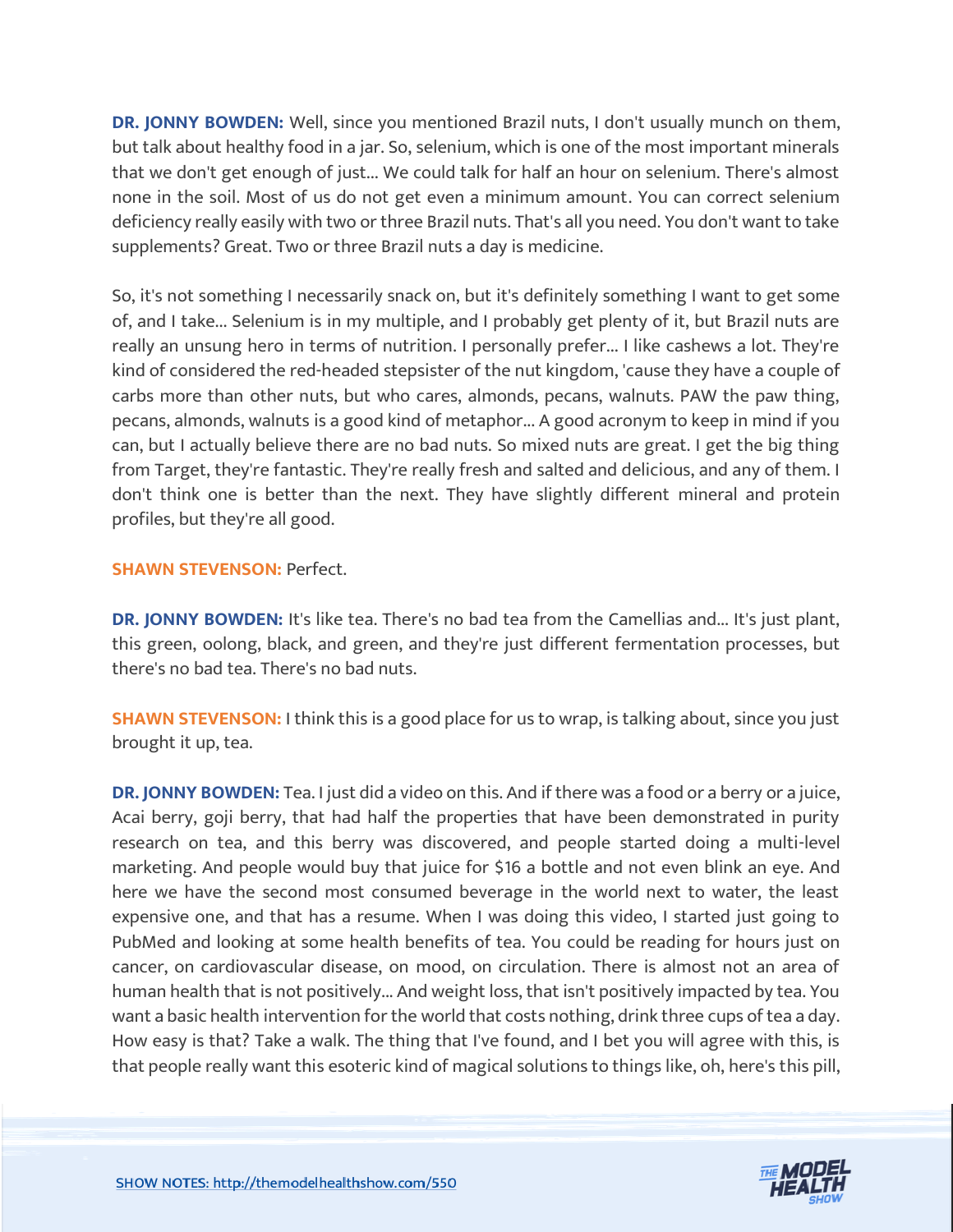**DR. JONNY BOWDEN:** Well, since you mentioned Brazil nuts, I don't usually munch on them, but talk about healthy food in a jar. So, selenium, which is one of the most important minerals that we don't get enough of just... We could talk for half an hour on selenium. There's almost none in the soil. Most of us do not get even a minimum amount. You can correct selenium deficiency really easily with two or three Brazil nuts. That's all you need. You don't want to take supplements? Great. Two or three Brazil nuts a day is medicine.

So, it's not something I necessarily snack on, but it's definitely something I want to get some of, and I take... Selenium is in my multiple, and I probably get plenty of it, but Brazil nuts are really an unsung hero in terms of nutrition. I personally prefer... I like cashews a lot. They're kind of considered the red-headed stepsister of the nut kingdom, 'cause they have a couple of carbs more than other nuts, but who cares, almonds, pecans, walnuts. PAW the paw thing, pecans, almonds, walnuts is a good kind of metaphor... A good acronym to keep in mind if you can, but I actually believe there are no bad nuts. So mixed nuts are great. I get the big thing from Target, they're fantastic. They're really fresh and salted and delicious, and any of them. I don't think one is better than the next. They have slightly different mineral and protein profiles, but they're all good.

**SHAWN STEVENSON:** Perfect.

**DR. JONNY BOWDEN:** It's like tea. There's no bad tea from the Camellias and... It's just plant, this green, oolong, black, and green, and they're just different fermentation processes, but there's no bad tea. There's no bad nuts.

**SHAWN STEVENSON:** I think this is a good place for us to wrap, is talking about, since you just brought it up, tea.

**DR. JONNY BOWDEN:** Tea. I just did a video on this. And if there was a food or a berry or a juice, Acai berry, goji berry, that had half the properties that have been demonstrated in purity research on tea, and this berry was discovered, and people started doing a multi-level marketing. And people would buy that juice for $16 a bottle and not even blink an eye. And here we have the second most consumed beverage in the world next to water, the least expensive one, and that has a resume. When I was doing this video, I started just going to PubMed and looking at some health benefits of tea. You could be reading for hours just on cancer, on cardiovascular disease, on mood, on circulation. There is almost not an area of human health that is not positively... And weight loss, that isn't positively impacted by tea. You want a basic health intervention for the world that costs nothing, drink three cups of tea a day. How easy is that? Take a walk. The thing that I've found, and I bet you will agree with this, is that people really want this esoteric kind of magical solutions to things like, oh, here's this pill,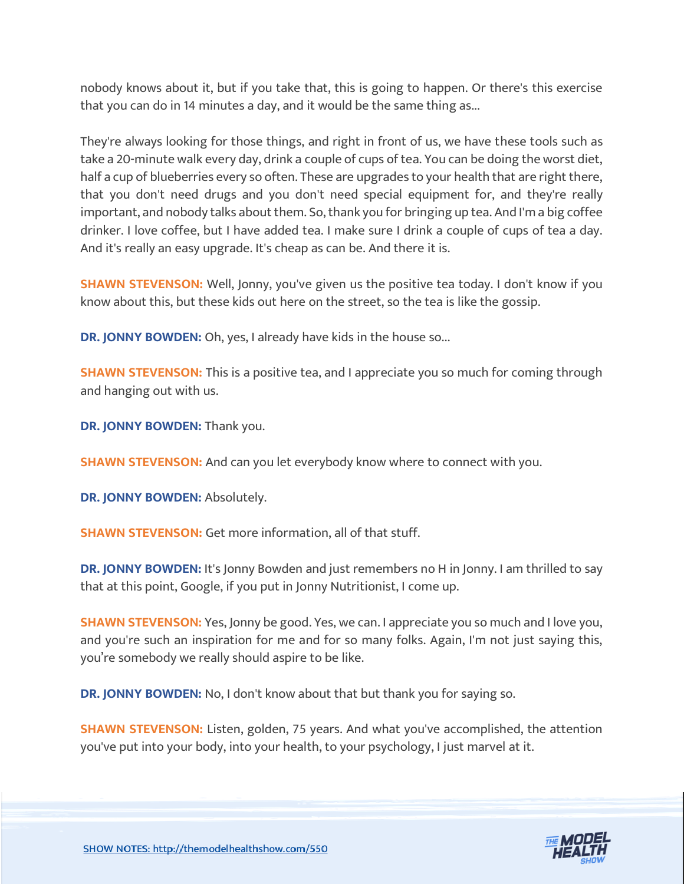nobody knows about it, but if you take that, this is going to happen. Or there's this exercise that you can do in 14 minutes a day, and it would be the same thing as...

They're always looking for those things, and right in front of us, we have these tools such as take a 20-minute walk every day, drink a couple of cups of tea. You can be doing the worst diet, half a cup of blueberries every so often. These are upgrades to your health that are right there, that you don't need drugs and you don't need special equipment for, and they're really important, and nobody talks about them. So, thank you for bringing up tea. And I'm a big coffee drinker. I love coffee, but I have added tea. I make sure I drink a couple of cups of tea a day. And it's really an easy upgrade. It's cheap as can be. And there it is.

**SHAWN STEVENSON:** Well, Jonny, you've given us the positive tea today. I don't know if you know about this, but these kids out here on the street, so the tea is like the gossip.

**DR. JONNY BOWDEN:** Oh, yes, I already have kids in the house so...

**SHAWN STEVENSON:** This is a positive tea, and I appreciate you so much for coming through and hanging out with us.

**DR. JONNY BOWDEN:** Thank you.

**SHAWN STEVENSON:** And can you let everybody know where to connect with you.

**DR. JONNY BOWDEN:** Absolutely.

**SHAWN STEVENSON:** Get more information, all of that stuff.

**DR. JONNY BOWDEN:** It's Jonny Bowden and just remembers no H in Jonny. I am thrilled to say that at this point, Google, if you put in Jonny Nutritionist, I come up.

**SHAWN STEVENSON:** Yes, Jonny be good. Yes, we can. I appreciate you so much and I love you, and you're such an inspiration for me and for so many folks. Again, I'm not just saying this, you're somebody we really should aspire to be like.

**DR. JONNY BOWDEN:** No, I don't know about that but thank you for saying so.

**SHAWN STEVENSON:** Listen, golden, 75 years. And what you've accomplished, the attention you've put into your body, into your health, to your psychology, I just marvel at it.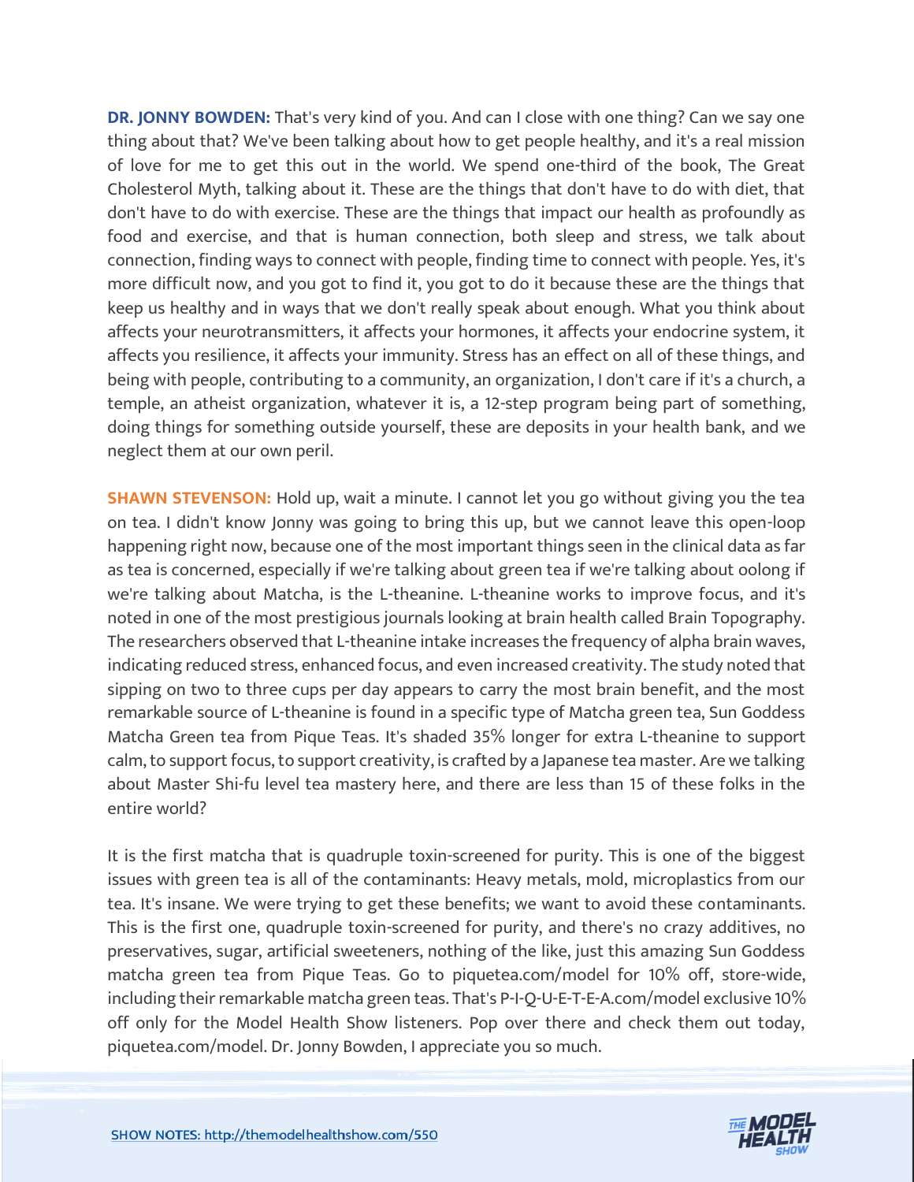**DR. JONNY BOWDEN:** That's very kind of you. And can I close with one thing? Can we say one thing about that? We've been talking about how to get people healthy, and it's a real mission of love for me to get this out in the world. We spend one-third of the book, The Great Cholesterol Myth, talking about it. These are the things that don't have to do with diet, that don't have to do with exercise. These are the things that impact our health as profoundly as food and exercise, and that is human connection, both sleep and stress, we talk about connection, finding ways to connect with people, finding time to connect with people. Yes, it's more difficult now, and you got to find it, you got to do it because these are the things that keep us healthy and in ways that we don't really speak about enough. What you think about affects your neurotransmitters, it affects your hormones, it affects your endocrine system, it affects you resilience, it affects your immunity. Stress has an effect on all of these things, and being with people, contributing to a community, an organization, I don't care if it's a church, a temple, an atheist organization, whatever it is, a 12-step program being part of something, doing things for something outside yourself, these are deposits in your health bank, and we neglect them at our own peril.

**SHAWN STEVENSON:** Hold up, wait a minute. I cannot let you go without giving you the tea on tea. I didn't know Jonny was going to bring this up, but we cannot leave this open-loop happening right now, because one of the most important things seen in the clinical data as far as tea is concerned, especially if we're talking about green tea if we're talking about oolong if we're talking about Matcha, is the L-theanine. L-theanine works to improve focus, and it's noted in one of the most prestigious journals looking at brain health called Brain Topography. The researchers observed that L-theanine intake increases the frequency of alpha brain waves, indicating reduced stress, enhanced focus, and even increased creativity. The study noted that sipping on two to three cups per day appears to carry the most brain benefit, and the most remarkable source of L-theanine is found in a specific type of Matcha green tea, Sun Goddess Matcha Green tea from Pique Teas. It's shaded 35% longer for extra L-theanine to support calm, to support focus, to support creativity, is crafted by a Japanese tea master. Are we talking about Master Shi-fu level tea mastery here, and there are less than 15 of these folks in the entire world?

It is the first matcha that is quadruple toxin-screened for purity. This is one of the biggest issues with green tea is all of the contaminants: Heavy metals, mold, microplastics from our tea. It's insane. We were trying to get these benefits; we want to avoid these contaminants. This is the first one, quadruple toxin-screened for purity, and there's no crazy additives, no preservatives, sugar, artificial sweeteners, nothing of the like, just this amazing Sun Goddess matcha green tea from Pique Teas. Go to piquetea.com/model for 10% off, store-wide, including their remarkable matcha green teas. That's P-I-Q-U-E-T-E-A.com/model exclusive 10% off only for the Model Health Show listeners. Pop over there and check them out today, piquetea.com/model. Dr. Jonny Bowden, I appreciate you so much.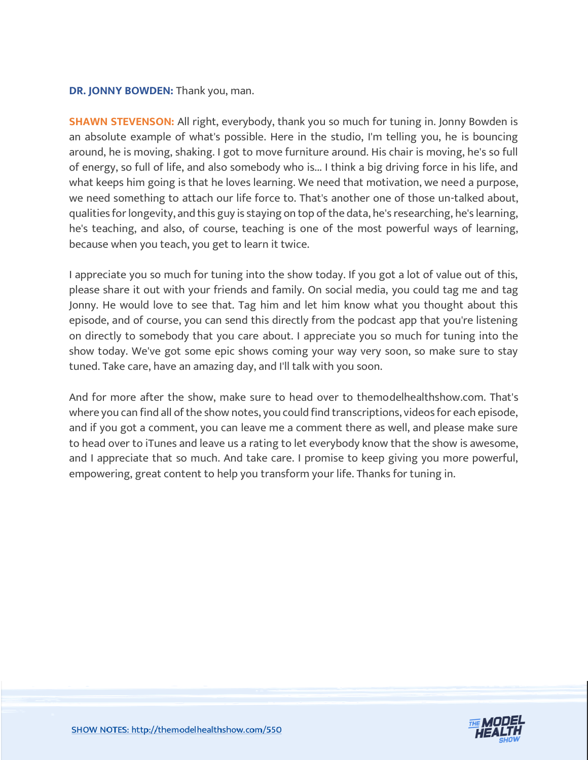**DR. JONNY BOWDEN:** Thank you, man.

**SHAWN STEVENSON:** All right, everybody, thank you so much for tuning in. Jonny Bowden is an absolute example of what's possible. Here in the studio, I'm telling you, he is bouncing around, he is moving, shaking. I got to move furniture around. His chair is moving, he's so full of energy, so full of life, and also somebody who is... I think a big driving force in his life, and what keeps him going is that he loves learning. We need that motivation, we need a purpose, we need something to attach our life force to. That's another one of those un-talked about, qualities for longevity, and this guy is staying on top of the data, he's researching, he's learning, he's teaching, and also, of course, teaching is one of the most powerful ways of learning, because when you teach, you get to learn it twice.

I appreciate you so much for tuning into the show today. If you got a lot of value out of this, please share it out with your friends and family. On social media, you could tag me and tag Jonny. He would love to see that. Tag him and let him know what you thought about this episode, and of course, you can send this directly from the podcast app that you're listening on directly to somebody that you care about. I appreciate you so much for tuning into the show today. We've got some epic shows coming your way very soon, so make sure to stay tuned. Take care, have an amazing day, and I'll talk with you soon.

And for more after the show, make sure to head over to themodelhealthshow.com. That's where you can find all of the show notes, you could find transcriptions, videos for each episode, and if you got a comment, you can leave me a comment there as well, and please make sure to head over to iTunes and leave us a rating to let everybody know that the show is awesome, and I appreciate that so much. And take care. I promise to keep giving you more powerful, empowering, great content to help you transform your life. Thanks for tuning in.